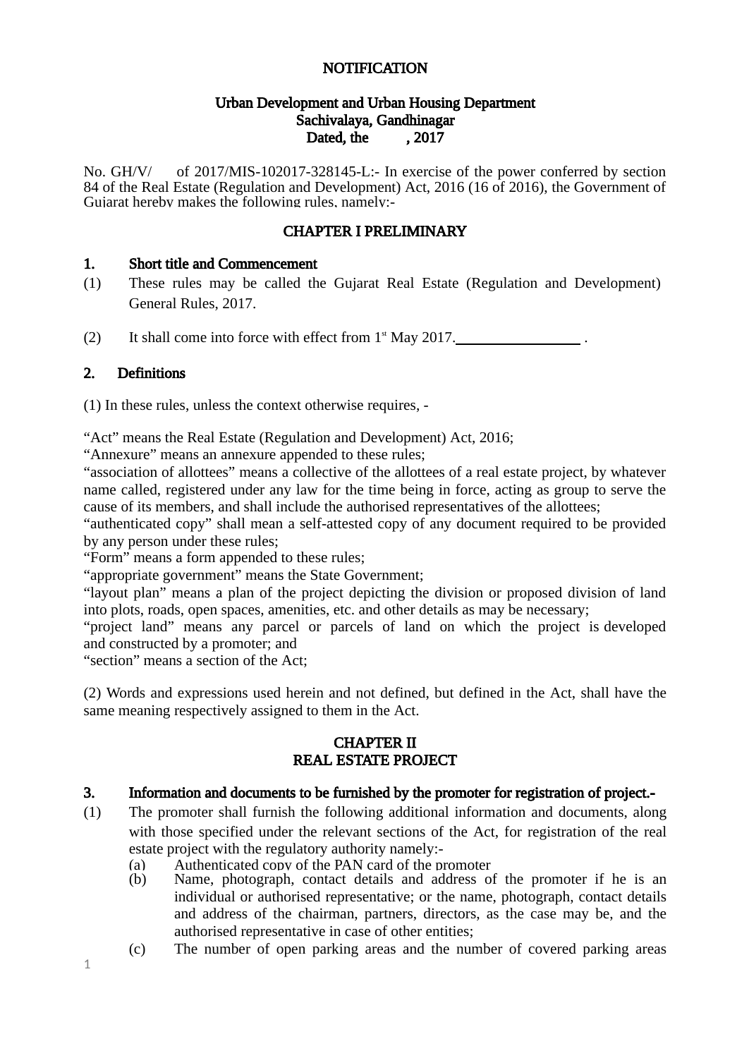**NOTIFICATION**

**Urban Development and Urban Housing Department**
**Sachivalaya, Gandhinagar**
**Dated, the , 2017**

No. GH/V/ of 2017/MIS-102017-328145-L:- In exercise of the power conferred by section 84 of the Real Estate (Regulation and Development) Act, 2016 (16 of 2016), the Government of Gujarat hereby makes the following rules, namely:-

## CHAPTER I PRELIMINARY

### 1. Short title and Commencement

(1) These rules may be called the Gujarat Real Estate (Regulation and Development) General Rules, 2017.

(2) It shall come into force with effect from 1st May 2017.\_\_\_\_\_\_\_\_\_\_\_\_\_\_\_\_\_ .

### 2. Definitions

(1) In these rules, unless the context otherwise requires, -

"Act" means the Real Estate (Regulation and Development) Act, 2016;
"Annexure" means an annexure appended to these rules;
"association of allottees" means a collective of the allottees of a real estate project, by whatever name called, registered under any law for the time being in force, acting as group to serve the cause of its members, and shall include the authorised representatives of the allottees;
"authenticated copy" shall mean a self-attested copy of any document required to be provided by any person under these rules;
"Form" means a form appended to these rules;
"appropriate government" means the State Government;
"layout plan" means a plan of the project depicting the division or proposed division of land into plots, roads, open spaces, amenities, etc. and other details as may be necessary;
"project land" means any parcel or parcels of land on which the project is developed and constructed by a promoter; and
"section" means a section of the Act;

(2) Words and expressions used herein and not defined, but defined in the Act, shall have the same meaning respectively assigned to them in the Act.

## CHAPTER II
## REAL ESTATE PROJECT

### 3. Information and documents to be furnished by the promoter for registration of project.-

(1) The promoter shall furnish the following additional information and documents, along with those specified under the relevant sections of the Act, for registration of the real estate project with the regulatory authority namely:-

(a) Authenticated copy of the PAN card of the promoter

(b) Name, photograph, contact details and address of the promoter if he is an individual or authorised representative; or the name, photograph, contact details and address of the chairman, partners, directors, as the case may be, and the authorised representative in case of other entities;

(c) The number of open parking areas and the number of covered parking areas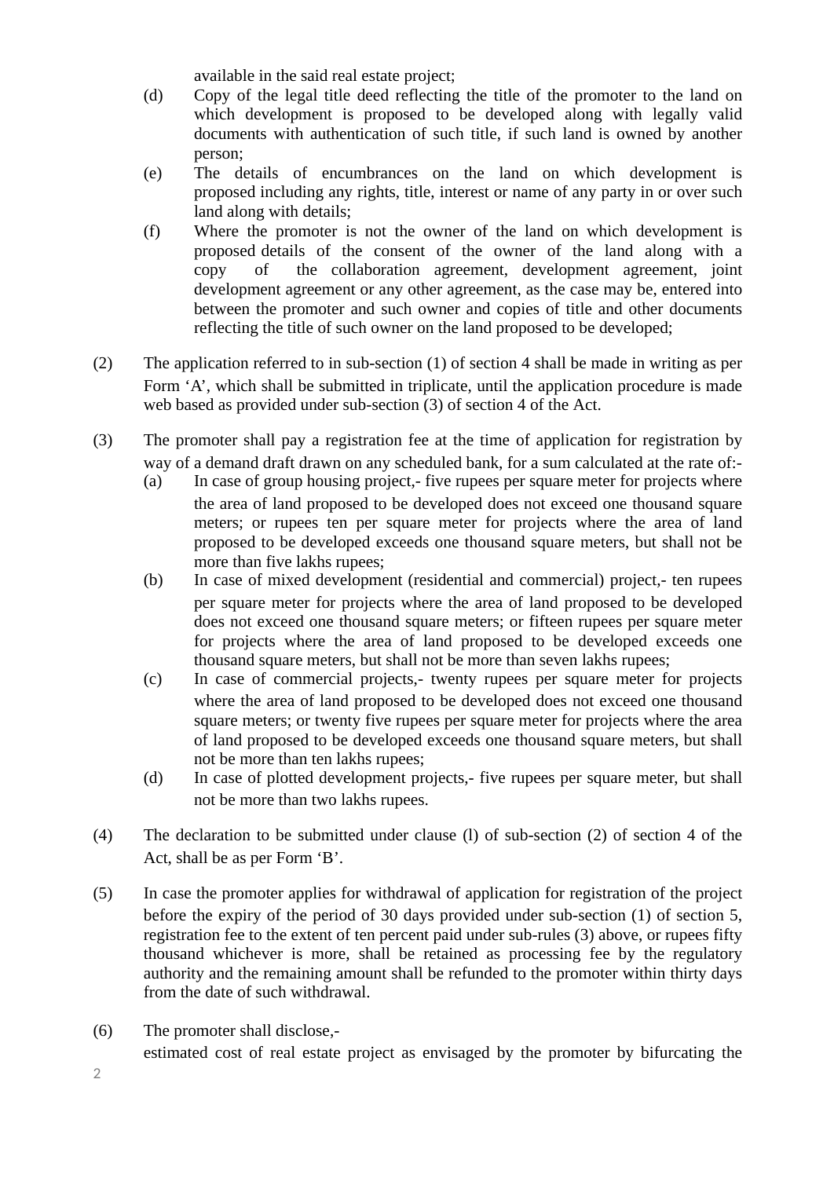available in the said real estate project;

(d) Copy of the legal title deed reflecting the title of the promoter to the land on which development is proposed to be developed along with legally valid documents with authentication of such title, if such land is owned by another person;

(e) The details of encumbrances on the land on which development is proposed including any rights, title, interest or name of any party in or over such land along with details;

(f) Where the promoter is not the owner of the land on which development is proposed details of the consent of the owner of the land along with a copy of the collaboration agreement, development agreement, joint development agreement or any other agreement, as the case may be, entered into between the promoter and such owner and copies of title and other documents reflecting the title of such owner on the land proposed to be developed;

(2) The application referred to in sub-section (1) of section 4 shall be made in writing as per Form 'A', which shall be submitted in triplicate, until the application procedure is made web based as provided under sub-section (3) of section 4 of the Act.

(3) The promoter shall pay a registration fee at the time of application for registration by way of a demand draft drawn on any scheduled bank, for a sum calculated at the rate of:-

(a) In case of group housing project,- five rupees per square meter for projects where the area of land proposed to be developed does not exceed one thousand square meters; or rupees ten per square meter for projects where the area of land proposed to be developed exceeds one thousand square meters, but shall not be more than five lakhs rupees;

(b) In case of mixed development (residential and commercial) project,- ten rupees per square meter for projects where the area of land proposed to be developed does not exceed one thousand square meters; or fifteen rupees per square meter for projects where the area of land proposed to be developed exceeds one thousand square meters, but shall not be more than seven lakhs rupees;

(c) In case of commercial projects,- twenty rupees per square meter for projects where the area of land proposed to be developed does not exceed one thousand square meters; or twenty five rupees per square meter for projects where the area of land proposed to be developed exceeds one thousand square meters, but shall not be more than ten lakhs rupees;

(d) In case of plotted development projects,- five rupees per square meter, but shall not be more than two lakhs rupees.

(4) The declaration to be submitted under clause (l) of sub-section (2) of section 4 of the Act, shall be as per Form 'B'.

(5) In case the promoter applies for withdrawal of application for registration of the project before the expiry of the period of 30 days provided under sub-section (1) of section 5, registration fee to the extent of ten percent paid under sub-rules (3) above, or rupees fifty thousand whichever is more, shall be retained as processing fee by the regulatory authority and the remaining amount shall be refunded to the promoter within thirty days from the date of such withdrawal.

(6) The promoter shall disclose,-

estimated cost of real estate project as envisaged by the promoter by bifurcating the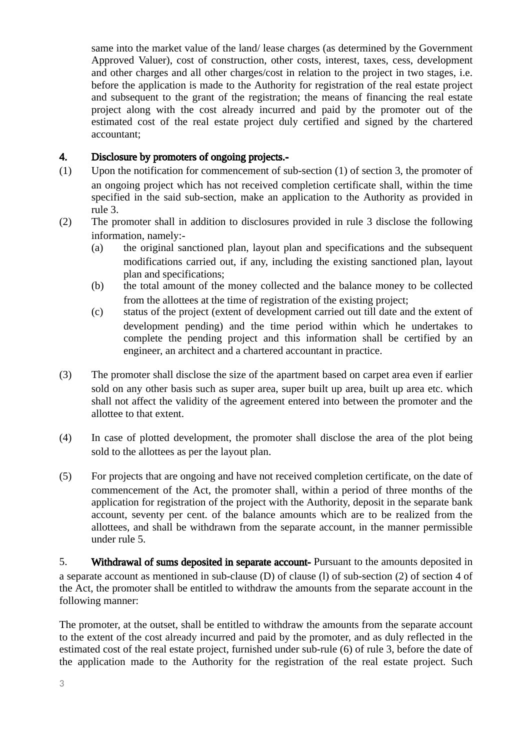same into the market value of the land/ lease charges (as determined by the Government Approved Valuer), cost of construction, other costs, interest, taxes, cess, development and other charges and all other charges/cost in relation to the project in two stages, i.e. before the application is made to the Authority for registration of the real estate project and subsequent to the grant of the registration; the means of financing the real estate project along with the cost already incurred and paid by the promoter out of the estimated cost of the real estate project duly certified and signed by the chartered accountant;

**4. Disclosure by promoters of ongoing projects.-**

(1) Upon the notification for commencement of sub-section (1) of section 3, the promoter of an ongoing project which has not received completion certificate shall, within the time specified in the said sub-section, make an application to the Authority as provided in rule 3.

(2) The promoter shall in addition to disclosures provided in rule 3 disclose the following information, namely:-

  (a) the original sanctioned plan, layout plan and specifications and the subsequent modifications carried out, if any, including the existing sanctioned plan, layout plan and specifications;

  (b) the total amount of the money collected and the balance money to be collected from the allottees at the time of registration of the existing project;

  (c) status of the project (extent of development carried out till date and the extent of development pending) and the time period within which he undertakes to complete the pending project and this information shall be certified by an engineer, an architect and a chartered accountant in practice.

(3) The promoter shall disclose the size of the apartment based on carpet area even if earlier sold on any other basis such as super area, super built up area, built up area etc. which shall not affect the validity of the agreement entered into between the promoter and the allottee to that extent.

(4) In case of plotted development, the promoter shall disclose the area of the plot being sold to the allottees as per the layout plan.

(5) For projects that are ongoing and have not received completion certificate, on the date of commencement of the Act, the promoter shall, within a period of three months of the application for registration of the project with the Authority, deposit in the separate bank account, seventy per cent. of the balance amounts which are to be realized from the allottees, and shall be withdrawn from the separate account, in the manner permissible under rule 5.

5. **Withdrawal of sums deposited in separate account-** Pursuant to the amounts deposited in a separate account as mentioned in sub-clause (D) of clause (l) of sub-section (2) of section 4 of the Act, the promoter shall be entitled to withdraw the amounts from the separate account in the following manner:

The promoter, at the outset, shall be entitled to withdraw the amounts from the separate account to the extent of the cost already incurred and paid by the promoter, and as duly reflected in the estimated cost of the real estate project, furnished under sub-rule (6) of rule 3, before the date of the application made to the Authority for the registration of the real estate project. Such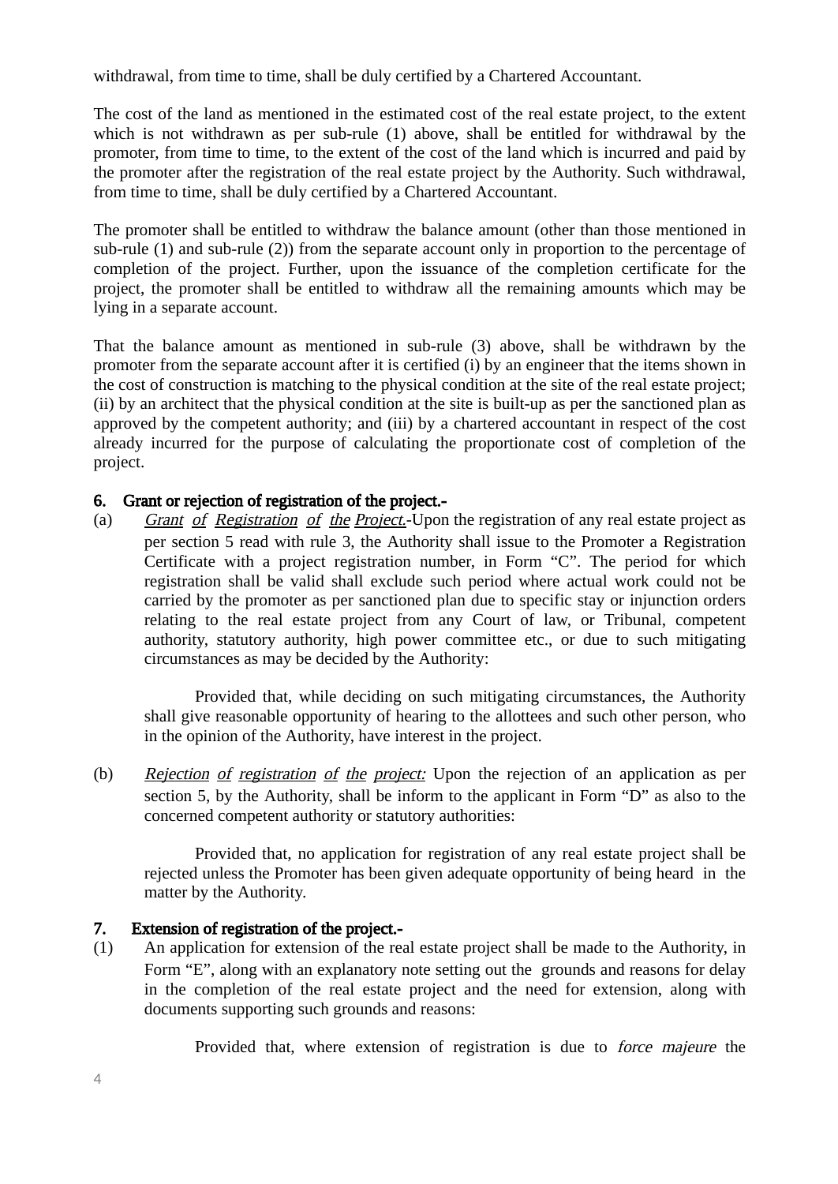withdrawal, from time to time, shall be duly certified by a Chartered Accountant.

The cost of the land as mentioned in the estimated cost of the real estate project, to the extent which is not withdrawn as per sub-rule (1) above, shall be entitled for withdrawal by the promoter, from time to time, to the extent of the cost of the land which is incurred and paid by the promoter after the registration of the real estate project by the Authority. Such withdrawal, from time to time, shall be duly certified by a Chartered Accountant.

The promoter shall be entitled to withdraw the balance amount (other than those mentioned in sub-rule (1) and sub-rule (2)) from the separate account only in proportion to the percentage of completion of the project. Further, upon the issuance of the completion certificate for the project, the promoter shall be entitled to withdraw all the remaining amounts which may be lying in a separate account.

That the balance amount as mentioned in sub-rule (3) above, shall be withdrawn by the promoter from the separate account after it is certified (i) by an engineer that the items shown in the cost of construction is matching to the physical condition at the site of the real estate project; (ii) by an architect that the physical condition at the site is built-up as per the sanctioned plan as approved by the competent authority; and (iii) by a chartered accountant in respect of the cost already incurred for the purpose of calculating the proportionate cost of completion of the project.

**6. Grant or rejection of registration of the project.-**

(a) *Grant of Registration of the Project.*-Upon the registration of any real estate project as per section 5 read with rule 3, the Authority shall issue to the Promoter a Registration Certificate with a project registration number, in Form "C". The period for which registration shall be valid shall exclude such period where actual work could not be carried by the promoter as per sanctioned plan due to specific stay or injunction orders relating to the real estate project from any Court of law, or Tribunal, competent authority, statutory authority, high power committee etc., or due to such mitigating circumstances as may be decided by the Authority:

Provided that, while deciding on such mitigating circumstances, the Authority shall give reasonable opportunity of hearing to the allottees and such other person, who in the opinion of the Authority, have interest in the project.

(b) *Rejection of registration of the project:* Upon the rejection of an application as per section 5, by the Authority, shall be inform to the applicant in Form "D" as also to the concerned competent authority or statutory authorities:

Provided that, no application for registration of any real estate project shall be rejected unless the Promoter has been given adequate opportunity of being heard in the matter by the Authority.

**7. Extension of registration of the project.-**

(1) An application for extension of the real estate project shall be made to the Authority, in Form "E", along with an explanatory note setting out the grounds and reasons for delay in the completion of the real estate project and the need for extension, along with documents supporting such grounds and reasons:

Provided that, where extension of registration is due to *force majeure* the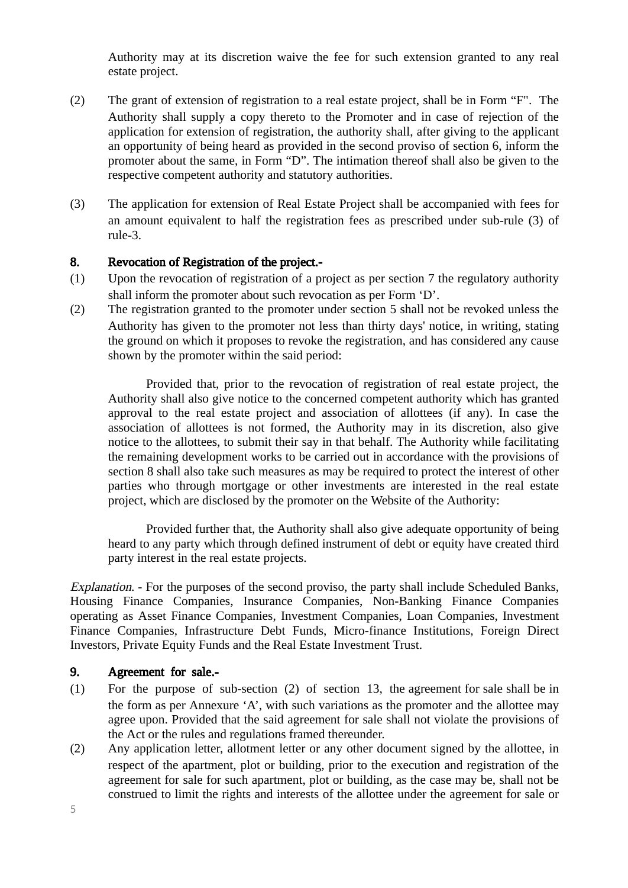Authority may at its discretion waive the fee for such extension granted to any real estate project.

(2) The grant of extension of registration to a real estate project, shall be in Form "F". The Authority shall supply a copy thereto to the Promoter and in case of rejection of the application for extension of registration, the authority shall, after giving to the applicant an opportunity of being heard as provided in the second proviso of section 6, inform the promoter about the same, in Form "D". The intimation thereof shall also be given to the respective competent authority and statutory authorities.

(3) The application for extension of Real Estate Project shall be accompanied with fees for an amount equivalent to half the registration fees as prescribed under sub-rule (3) of rule-3.

**8. Revocation of Registration of the project.-**

(1) Upon the revocation of registration of a project as per section 7 the regulatory authority shall inform the promoter about such revocation as per Form 'D'.

(2) The registration granted to the promoter under section 5 shall not be revoked unless the Authority has given to the promoter not less than thirty days' notice, in writing, stating the ground on which it proposes to revoke the registration, and has considered any cause shown by the promoter within the said period:

Provided that, prior to the revocation of registration of real estate project, the Authority shall also give notice to the concerned competent authority which has granted approval to the real estate project and association of allottees (if any). In case the association of allottees is not formed, the Authority may in its discretion, also give notice to the allottees, to submit their say in that behalf. The Authority while facilitating the remaining development works to be carried out in accordance with the provisions of section 8 shall also take such measures as may be required to protect the interest of other parties who through mortgage or other investments are interested in the real estate project, which are disclosed by the promoter on the Website of the Authority:

Provided further that, the Authority shall also give adequate opportunity of being heard to any party which through defined instrument of debt or equity have created third party interest in the real estate projects.

*Explanation.* - For the purposes of the second proviso, the party shall include Scheduled Banks, Housing Finance Companies, Insurance Companies, Non-Banking Finance Companies operating as Asset Finance Companies, Investment Companies, Loan Companies, Investment Finance Companies, Infrastructure Debt Funds, Micro-finance Institutions, Foreign Direct Investors, Private Equity Funds and the Real Estate Investment Trust.

**9. Agreement for sale.-**

(1) For the purpose of sub-section (2) of section 13, the agreement for sale shall be in the form as per Annexure 'A', with such variations as the promoter and the allottee may agree upon. Provided that the said agreement for sale shall not violate the provisions of the Act or the rules and regulations framed thereunder.

(2) Any application letter, allotment letter or any other document signed by the allottee, in respect of the apartment, plot or building, prior to the execution and registration of the agreement for sale for such apartment, plot or building, as the case may be, shall not be construed to limit the rights and interests of the allottee under the agreement for sale or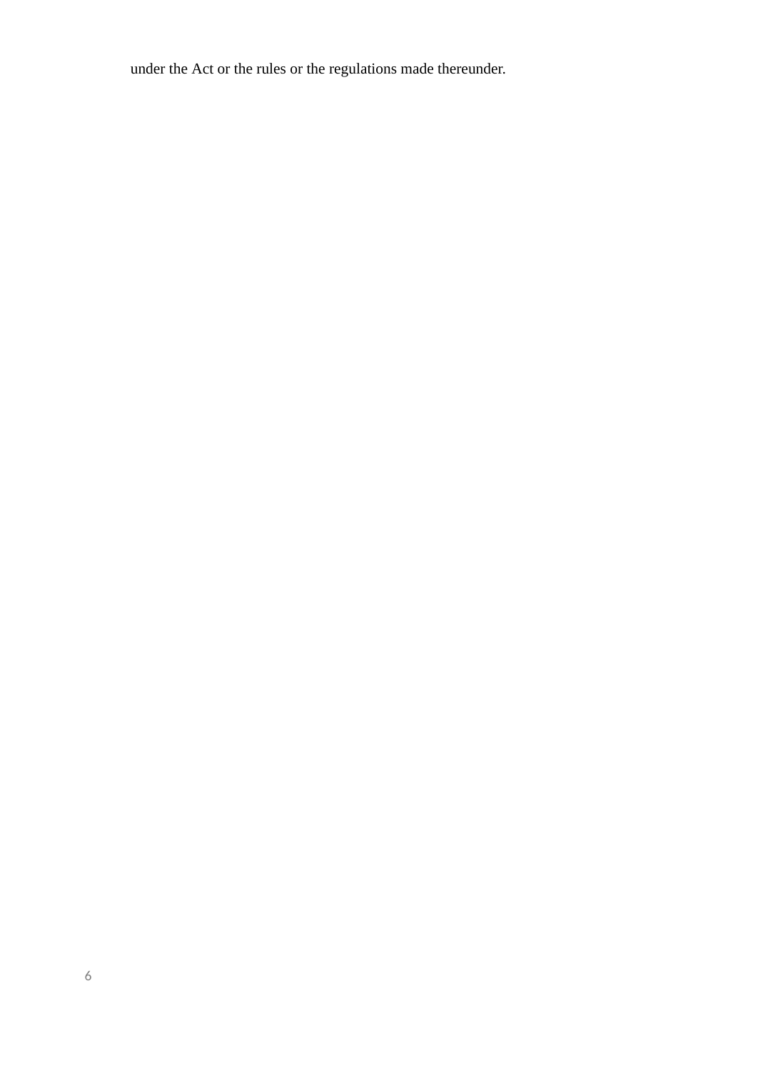under the Act or the rules or the regulations made thereunder.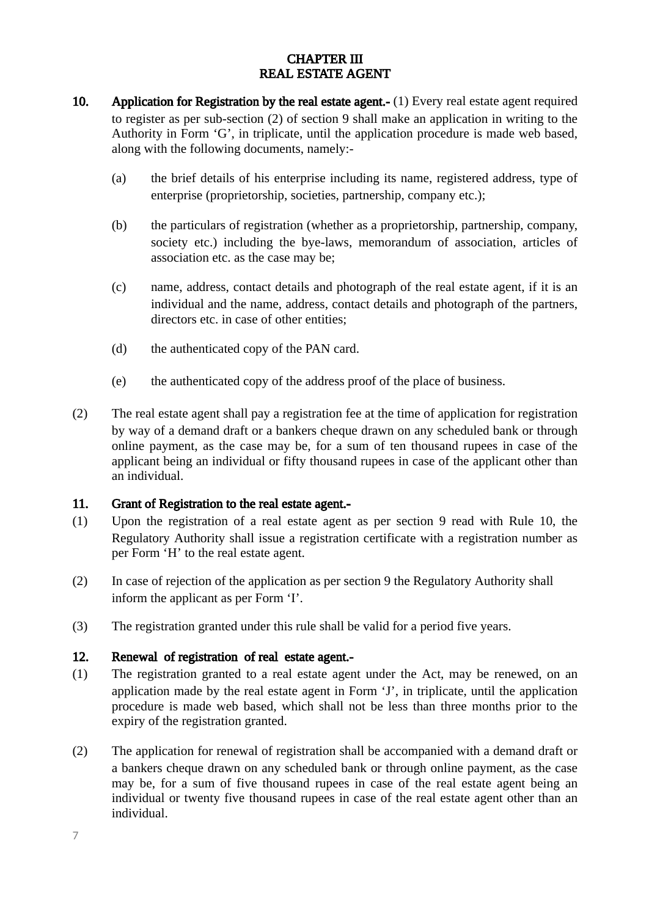# CHAPTER III
# REAL ESTATE AGENT

**10. Application for Registration by the real estate agent.-** (1) Every real estate agent required to register as per sub-section (2) of section 9 shall make an application in writing to the Authority in Form 'G', in triplicate, until the application procedure is made web based, along with the following documents, namely:-

(a) the brief details of his enterprise including its name, registered address, type of enterprise (proprietorship, societies, partnership, company etc.);

(b) the particulars of registration (whether as a proprietorship, partnership, company, society etc.) including the bye-laws, memorandum of association, articles of association etc. as the case may be;

(c) name, address, contact details and photograph of the real estate agent, if it is an individual and the name, address, contact details and photograph of the partners, directors etc. in case of other entities;

(d) the authenticated copy of the PAN card.

(e) the authenticated copy of the address proof of the place of business.

(2) The real estate agent shall pay a registration fee at the time of application for registration by way of a demand draft or a bankers cheque drawn on any scheduled bank or through online payment, as the case may be, for a sum of ten thousand rupees in case of the applicant being an individual or fifty thousand rupees in case of the applicant other than an individual.

**11. Grant of Registration to the real estate agent.-**

(1) Upon the registration of a real estate agent as per section 9 read with Rule 10, the Regulatory Authority shall issue a registration certificate with a registration number as per Form 'H' to the real estate agent.

(2) In case of rejection of the application as per section 9 the Regulatory Authority shall inform the applicant as per Form 'I'.

(3) The registration granted under this rule shall be valid for a period five years.

**12. Renewal of registration of real estate agent.-**

(1) The registration granted to a real estate agent under the Act, may be renewed, on an application made by the real estate agent in Form 'J', in triplicate, until the application procedure is made web based, which shall not be less than three months prior to the expiry of the registration granted.

(2) The application for renewal of registration shall be accompanied with a demand draft or a bankers cheque drawn on any scheduled bank or through online payment, as the case may be, for a sum of five thousand rupees in case of the real estate agent being an individual or twenty five thousand rupees in case of the real estate agent other than an individual.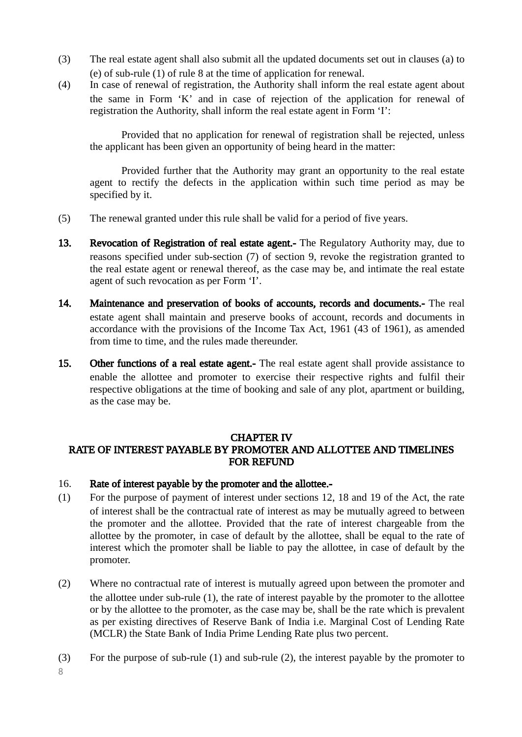(3) The real estate agent shall also submit all the updated documents set out in clauses (a) to (e) of sub-rule (1) of rule 8 at the time of application for renewal.

(4) In case of renewal of registration, the Authority shall inform the real estate agent about the same in Form 'K' and in case of rejection of the application for renewal of registration the Authority, shall inform the real estate agent in Form 'I':

Provided that no application for renewal of registration shall be rejected, unless the applicant has been given an opportunity of being heard in the matter:

Provided further that the Authority may grant an opportunity to the real estate agent to rectify the defects in the application within such time period as may be specified by it.

(5) The renewal granted under this rule shall be valid for a period of five years.

**13. Revocation of Registration of real estate agent.-** The Regulatory Authority may, due to reasons specified under sub-section (7) of section 9, revoke the registration granted to the real estate agent or renewal thereof, as the case may be, and intimate the real estate agent of such revocation as per Form 'I'.

**14. Maintenance and preservation of books of accounts, records and documents.-** The real estate agent shall maintain and preserve books of account, records and documents in accordance with the provisions of the Income Tax Act, 1961 (43 of 1961), as amended from time to time, and the rules made thereunder.

**15. Other functions of a real estate agent.-** The real estate agent shall provide assistance to enable the allottee and promoter to exercise their respective rights and fulfil their respective obligations at the time of booking and sale of any plot, apartment or building, as the case may be.

## CHAPTER IV
## RATE OF INTEREST PAYABLE BY PROMOTER AND ALLOTTEE AND TIMELINES FOR REFUND

16. **Rate of interest payable by the promoter and the allottee.-**

(1) For the purpose of payment of interest under sections 12, 18 and 19 of the Act, the rate of interest shall be the contractual rate of interest as may be mutually agreed to between the promoter and the allottee. Provided that the rate of interest chargeable from the allottee by the promoter, in case of default by the allottee, shall be equal to the rate of interest which the promoter shall be liable to pay the allottee, in case of default by the promoter.

(2) Where no contractual rate of interest is mutually agreed upon between the promoter and the allottee under sub-rule (1), the rate of interest payable by the promoter to the allottee or by the allottee to the promoter, as the case may be, shall be the rate which is prevalent as per existing directives of Reserve Bank of India i.e. Marginal Cost of Lending Rate (MCLR) the State Bank of India Prime Lending Rate plus two percent.

(3) For the purpose of sub-rule (1) and sub-rule (2), the interest payable by the promoter to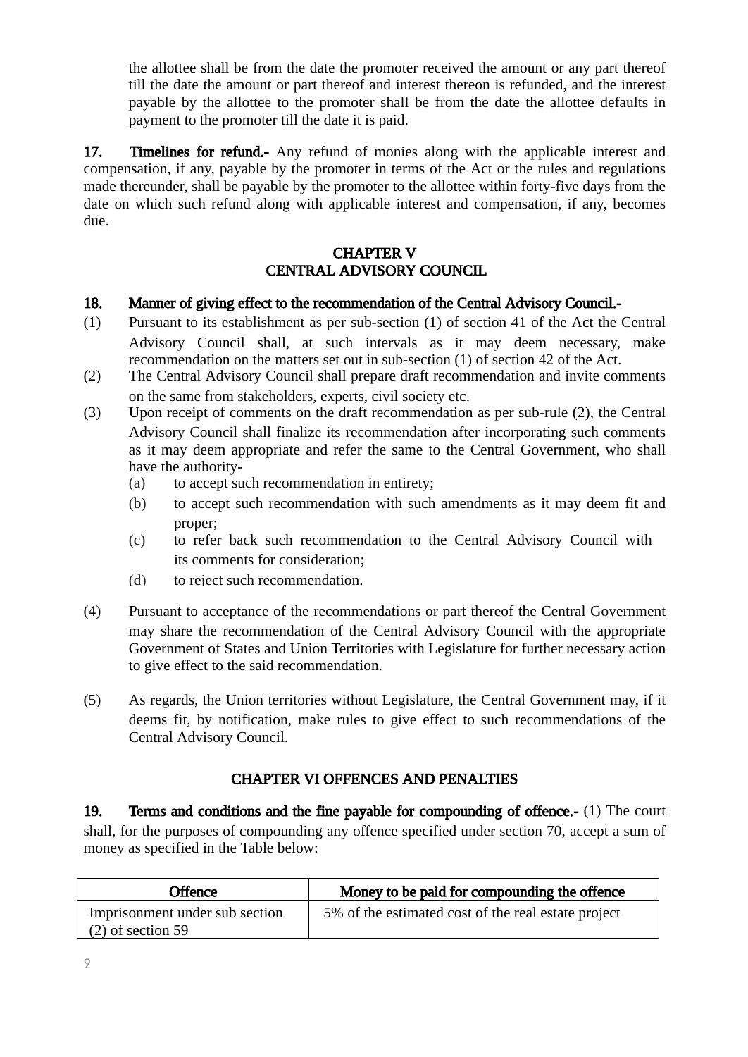the allottee shall be from the date the promoter received the amount or any part thereof till the date the amount or part thereof and interest thereon is refunded, and the interest payable by the allottee to the promoter shall be from the date the allottee defaults in payment to the promoter till the date it is paid.

**17. Timelines for refund.-** Any refund of monies along with the applicable interest and compensation, if any, payable by the promoter in terms of the Act or the rules and regulations made thereunder, shall be payable by the promoter to the allottee within forty-five days from the date on which such refund along with applicable interest and compensation, if any, becomes due.

## CHAPTER V
## CENTRAL ADVISORY COUNCIL

**18. Manner of giving effect to the recommendation of the Central Advisory Council.-**

(1) Pursuant to its establishment as per sub-section (1) of section 41 of the Act the Central Advisory Council shall, at such intervals as it may deem necessary, make recommendation on the matters set out in sub-section (1) of section 42 of the Act.

(2) The Central Advisory Council shall prepare draft recommendation and invite comments on the same from stakeholders, experts, civil society etc.

(3) Upon receipt of comments on the draft recommendation as per sub-rule (2), the Central Advisory Council shall finalize its recommendation after incorporating such comments as it may deem appropriate and refer the same to the Central Government, who shall have the authority-

   (a) to accept such recommendation in entirety;

   (b) to accept such recommendation with such amendments as it may deem fit and proper;

   (c) to refer back such recommendation to the Central Advisory Council with its comments for consideration;

   (d) to reject such recommendation.

(4) Pursuant to acceptance of the recommendations or part thereof the Central Government may share the recommendation of the Central Advisory Council with the appropriate Government of States and Union Territories with Legislature for further necessary action to give effect to the said recommendation.

(5) As regards, the Union territories without Legislature, the Central Government may, if it deems fit, by notification, make rules to give effect to such recommendations of the Central Advisory Council.

## CHAPTER VI OFFENCES AND PENALTIES

**19. Terms and conditions and the fine payable for compounding of offence.-** (1) The court shall, for the purposes of compounding any offence specified under section 70, accept a sum of money as specified in the Table below:

| Offence | Money to be paid for compounding the offence |
|---|---|
| Imprisonment under sub section (2) of section 59 | 5% of the estimated cost of the real estate project |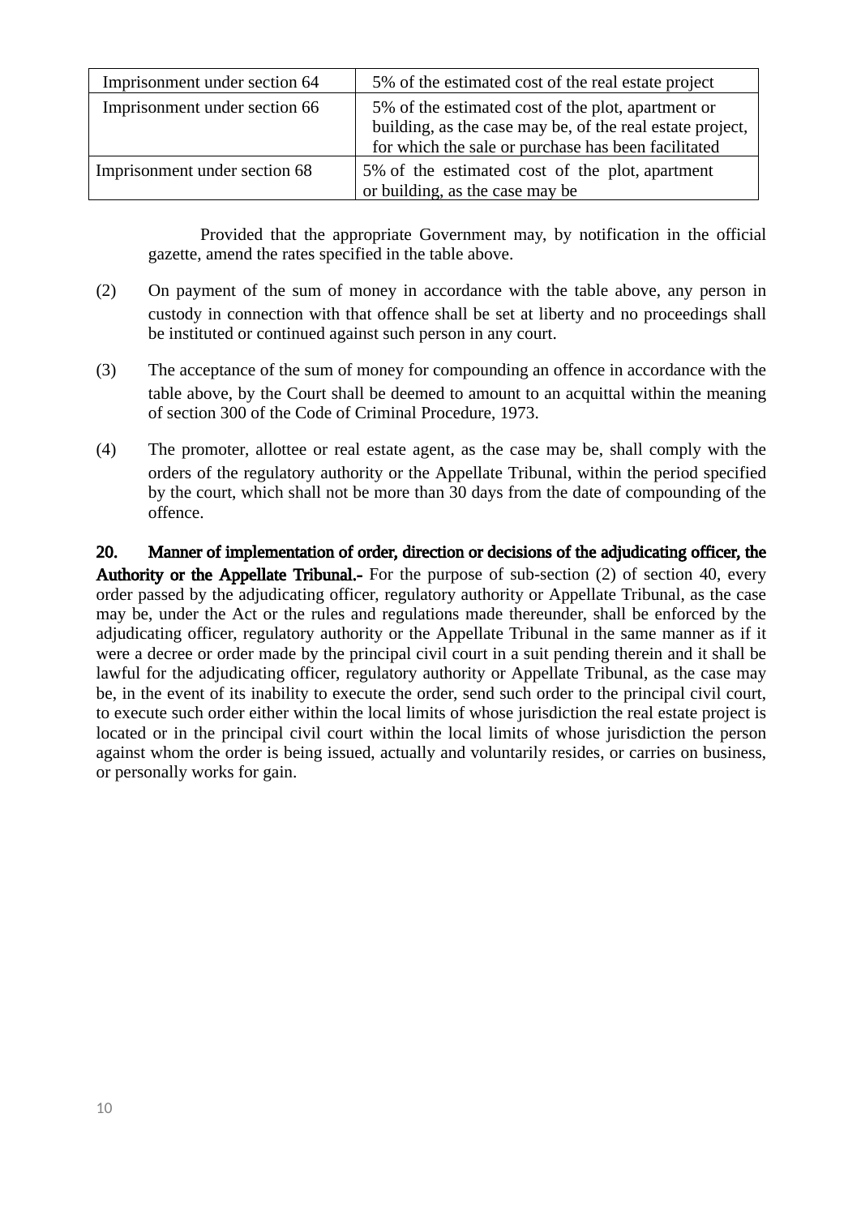| | |
|---|---|
| Imprisonment under section 64 | 5% of the estimated cost of the real estate project |
| Imprisonment under section 66 | 5% of the estimated cost of the plot, apartment or building, as the case may be, of the real estate project, for which the sale or purchase has been facilitated |
| Imprisonment under section 68 | 5% of the estimated cost of the plot, apartment or building, as the case may be |

Provided that the appropriate Government may, by notification in the official gazette, amend the rates specified in the table above.

(2) On payment of the sum of money in accordance with the table above, any person in custody in connection with that offence shall be set at liberty and no proceedings shall be instituted or continued against such person in any court.

(3) The acceptance of the sum of money for compounding an offence in accordance with the table above, by the Court shall be deemed to amount to an acquittal within the meaning of section 300 of the Code of Criminal Procedure, 1973.

(4) The promoter, allottee or real estate agent, as the case may be, shall comply with the orders of the regulatory authority or the Appellate Tribunal, within the period specified by the court, which shall not be more than 30 days from the date of compounding of the offence.

**20. Manner of implementation of order, direction or decisions of the adjudicating officer, the Authority or the Appellate Tribunal.-** For the purpose of sub-section (2) of section 40, every order passed by the adjudicating officer, regulatory authority or Appellate Tribunal, as the case may be, under the Act or the rules and regulations made thereunder, shall be enforced by the adjudicating officer, regulatory authority or the Appellate Tribunal in the same manner as if it were a decree or order made by the principal civil court in a suit pending therein and it shall be lawful for the adjudicating officer, regulatory authority or Appellate Tribunal, as the case may be, in the event of its inability to execute the order, send such order to the principal civil court, to execute such order either within the local limits of whose jurisdiction the real estate project is located or in the principal civil court within the local limits of whose jurisdiction the person against whom the order is being issued, actually and voluntarily resides, or carries on business, or personally works for gain.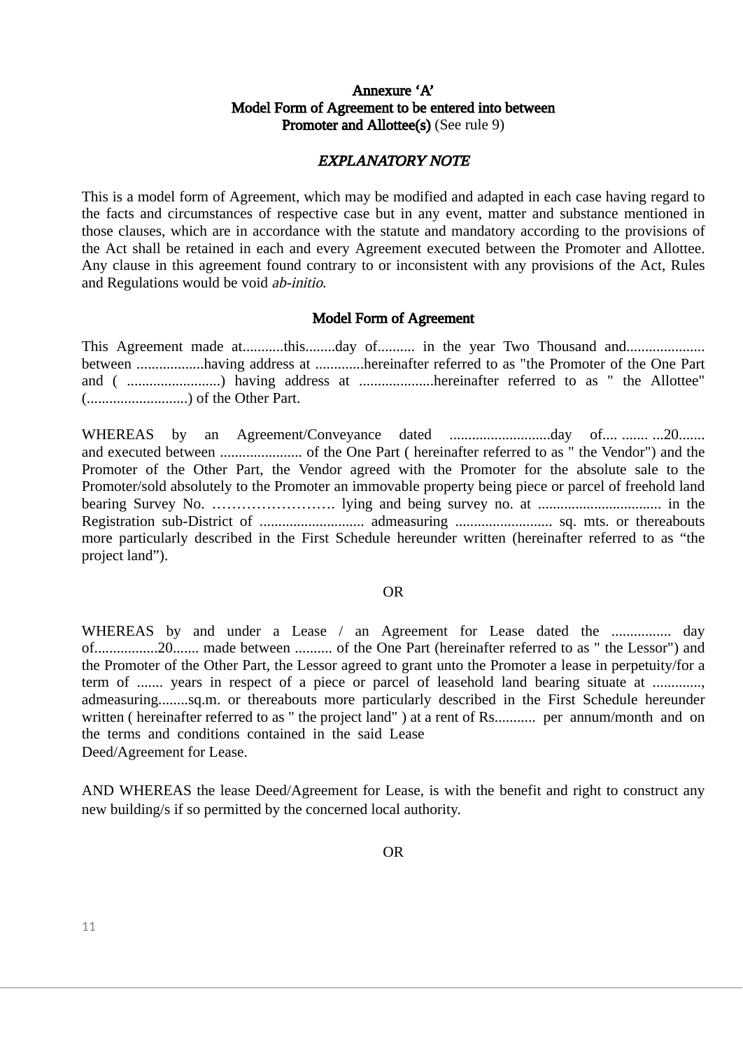**Annexure ‘A’**
**Model Form of Agreement to be entered into between**
**Promoter and Allottee(s)** (See rule 9)

***EXPLANATORY NOTE***

This is a model form of Agreement, which may be modified and adapted in each case having regard to the facts and circumstances of respective case but in any event, matter and substance mentioned in those clauses, which are in accordance with the statute and mandatory according to the provisions of the Act shall be retained in each and every Agreement executed between the Promoter and Allottee. Any clause in this agreement found contrary to or inconsistent with any provisions of the Act, Rules and Regulations would be void *ab-initio*.

**Model Form of Agreement**

This Agreement made at...........this........day of.......... in the year Two Thousand and..................... between ..................having address at .............hereinafter referred to as "the Promoter of the One Part and ( .........................) having address at ....................hereinafter referred to as " the Allottee" (...........................) of the Other Part.

WHEREAS by an Agreement/Conveyance dated ...........................day of.... ....... ...20....... and executed between ...................... of the One Part ( hereinafter referred to as " the Vendor") and the Promoter of the Other Part, the Vendor agreed with the Promoter for the absolute sale to the Promoter/sold absolutely to the Promoter an immovable property being piece or parcel of freehold land bearing Survey No. ……………………. lying and being survey no. at ................................. in the Registration sub-District of ............................ admeasuring .......................... sq. mts. or thereabouts more particularly described in the First Schedule hereunder written (hereinafter referred to as “the project land”).

OR

WHEREAS by and under a Lease / an Agreement for Lease dated the ................ day of.................20....... made between .......... of the One Part (hereinafter referred to as " the Lessor") and the Promoter of the Other Part, the Lessor agreed to grant unto the Promoter a lease in perpetuity/for a term of ....... years in respect of a piece or parcel of leasehold land bearing situate at ............., admeasuring........sq.m. or thereabouts more particularly described in the First Schedule hereunder written ( hereinafter referred to as " the project land" ) at a rent of Rs........... per annum/month and on the terms and conditions contained in the said Lease Deed/Agreement for Lease.

AND WHEREAS the lease Deed/Agreement for Lease, is with the benefit and right to construct any new building/s if so permitted by the concerned local authority.

OR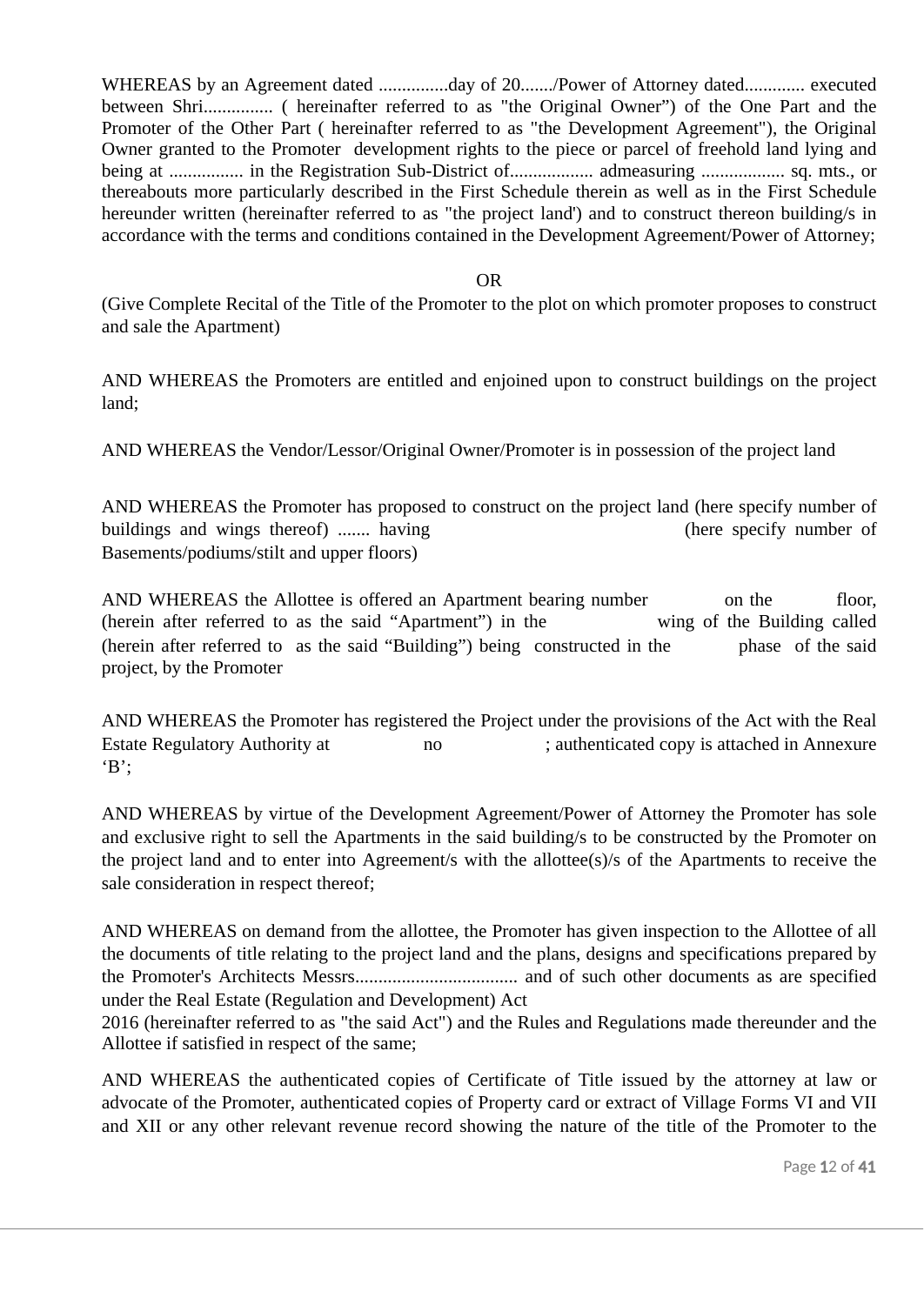WHEREAS by an Agreement dated ...............day of 20......./Power of Attorney dated............. executed between Shri............... ( hereinafter referred to as "the Original Owner") of the One Part and the Promoter of the Other Part ( hereinafter referred to as "the Development Agreement"), the Original Owner granted to the Promoter development rights to the piece or parcel of freehold land lying and being at ................ in the Registration Sub-District of.................. admeasuring .................. sq. mts., or thereabouts more particularly described in the First Schedule therein as well as in the First Schedule hereunder written (hereinafter referred to as "the project land') and to construct thereon building/s in accordance with the terms and conditions contained in the Development Agreement/Power of Attorney;

OR

(Give Complete Recital of the Title of the Promoter to the plot on which promoter proposes to construct and sale the Apartment)

AND WHEREAS the Promoters are entitled and enjoined upon to construct buildings on the project land;

AND WHEREAS the Vendor/Lessor/Original Owner/Promoter is in possession of the project land

AND WHEREAS the Promoter has proposed to construct on the project land (here specify number of buildings and wings thereof) ....... having (here specify number of Basements/podiums/stilt and upper floors)

AND WHEREAS the Allottee is offered an Apartment bearing number on the floor, (herein after referred to as the said "Apartment") in the wing of the Building called (herein after referred to as the said "Building") being constructed in the phase of the said project, by the Promoter

AND WHEREAS the Promoter has registered the Project under the provisions of the Act with the Real Estate Regulatory Authority at no ; authenticated copy is attached in Annexure 'B';

AND WHEREAS by virtue of the Development Agreement/Power of Attorney the Promoter has sole and exclusive right to sell the Apartments in the said building/s to be constructed by the Promoter on the project land and to enter into Agreement/s with the allottee(s)/s of the Apartments to receive the sale consideration in respect thereof;

AND WHEREAS on demand from the allottee, the Promoter has given inspection to the Allottee of all the documents of title relating to the project land and the plans, designs and specifications prepared by the Promoter's Architects Messrs.................................. and of such other documents as are specified under the Real Estate (Regulation and Development) Act 2016 (hereinafter referred to as "the said Act") and the Rules and Regulations made thereunder and the Allottee if satisfied in respect of the same;

AND WHEREAS the authenticated copies of Certificate of Title issued by the attorney at law or advocate of the Promoter, authenticated copies of Property card or extract of Village Forms VI and VII and XII or any other relevant revenue record showing the nature of the title of the Promoter to the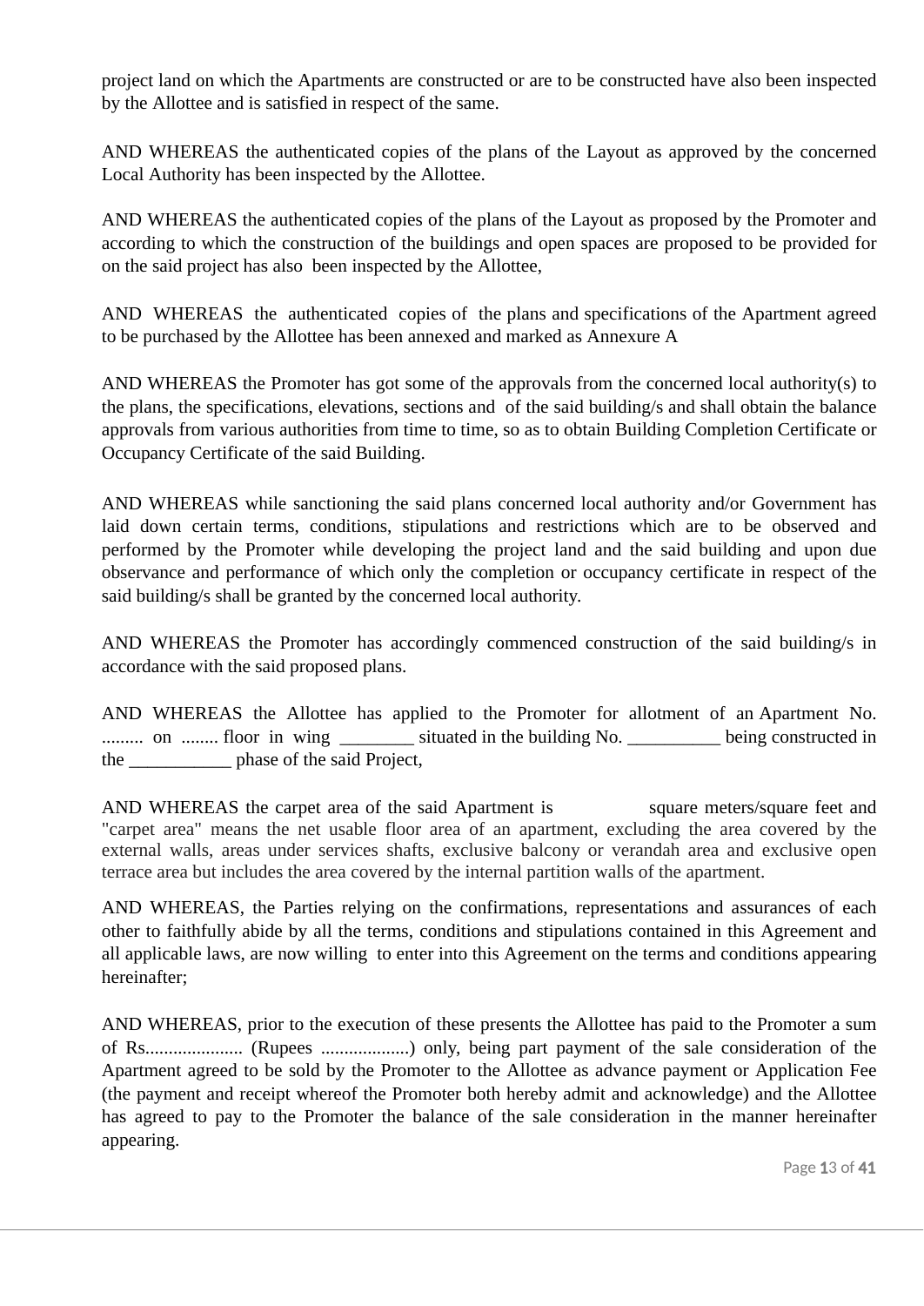project land on which the Apartments are constructed or are to be constructed have also been inspected by the Allottee and is satisfied in respect of the same.

AND WHEREAS the authenticated copies of the plans of the Layout as approved by the concerned Local Authority has been inspected by the Allottee.

AND WHEREAS the authenticated copies of the plans of the Layout as proposed by the Promoter and according to which the construction of the buildings and open spaces are proposed to be provided for on the said project has also been inspected by the Allottee,

AND WHEREAS the authenticated copies of the plans and specifications of the Apartment agreed to be purchased by the Allottee has been annexed and marked as Annexure A

AND WHEREAS the Promoter has got some of the approvals from the concerned local authority(s) to the plans, the specifications, elevations, sections and of the said building/s and shall obtain the balance approvals from various authorities from time to time, so as to obtain Building Completion Certificate or Occupancy Certificate of the said Building.

AND WHEREAS while sanctioning the said plans concerned local authority and/or Government has laid down certain terms, conditions, stipulations and restrictions which are to be observed and performed by the Promoter while developing the project land and the said building and upon due observance and performance of which only the completion or occupancy certificate in respect of the said building/s shall be granted by the concerned local authority.

AND WHEREAS the Promoter has accordingly commenced construction of the said building/s in accordance with the said proposed plans.

AND WHEREAS the Allottee has applied to the Promoter for allotment of an Apartment No. ......... on ........ floor in wing ________ situated in the building No. __________ being constructed in the ___________ phase of the said Project,

AND WHEREAS the carpet area of the said Apartment is square meters/square feet and "carpet area" means the net usable floor area of an apartment, excluding the area covered by the external walls, areas under services shafts, exclusive balcony or verandah area and exclusive open terrace area but includes the area covered by the internal partition walls of the apartment.

AND WHEREAS, the Parties relying on the confirmations, representations and assurances of each other to faithfully abide by all the terms, conditions and stipulations contained in this Agreement and all applicable laws, are now willing to enter into this Agreement on the terms and conditions appearing hereinafter;

AND WHEREAS, prior to the execution of these presents the Allottee has paid to the Promoter a sum of Rs..................... (Rupees ...................) only, being part payment of the sale consideration of the Apartment agreed to be sold by the Promoter to the Allottee as advance payment or Application Fee (the payment and receipt whereof the Promoter both hereby admit and acknowledge) and the Allottee has agreed to pay to the Promoter the balance of the sale consideration in the manner hereinafter appearing.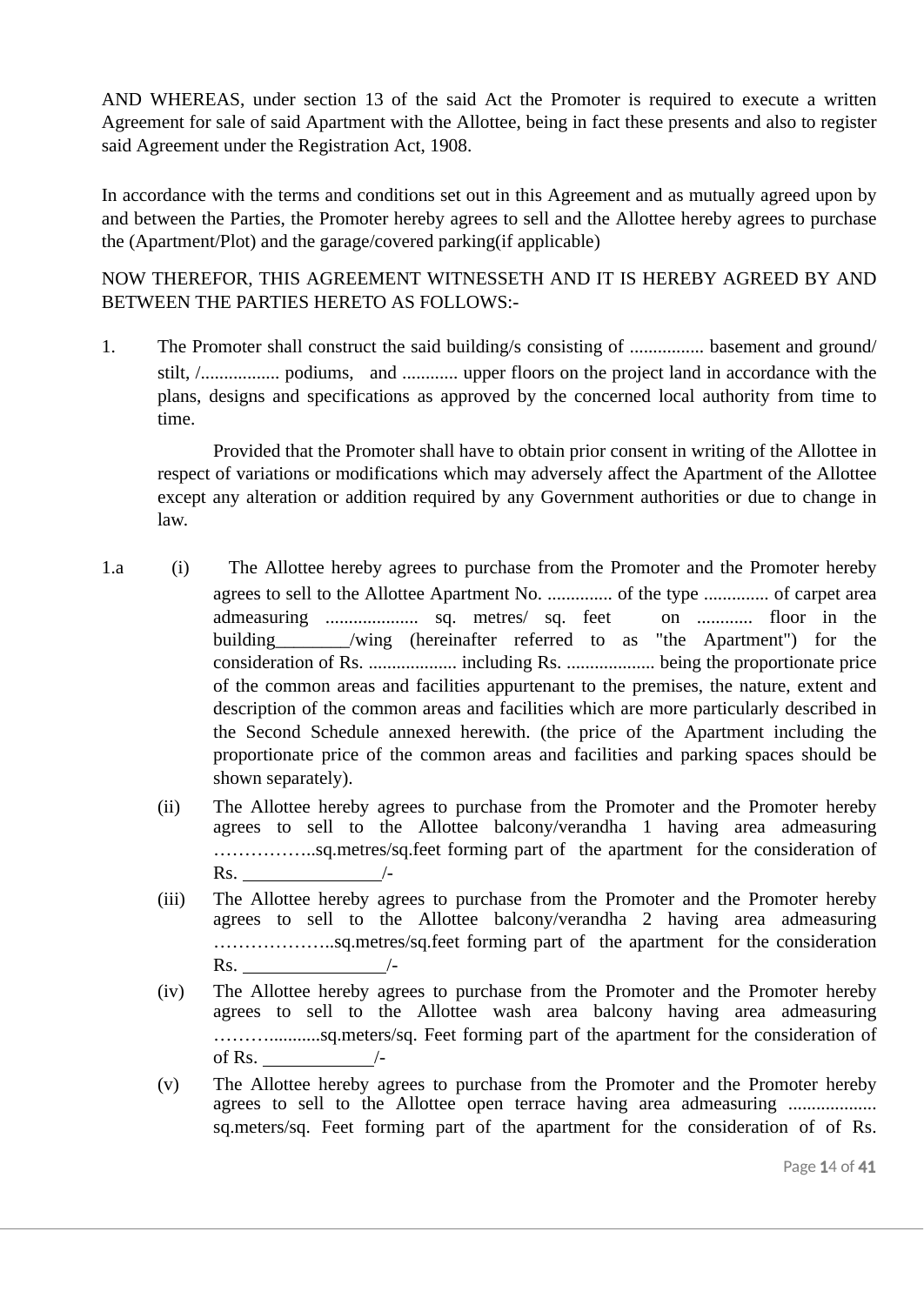AND WHEREAS, under section 13 of the said Act the Promoter is required to execute a written Agreement for sale of said Apartment with the Allottee, being in fact these presents and also to register said Agreement under the Registration Act, 1908.

In accordance with the terms and conditions set out in this Agreement and as mutually agreed upon by and between the Parties, the Promoter hereby agrees to sell and the Allottee hereby agrees to purchase the (Apartment/Plot) and the garage/covered parking(if applicable)

NOW THEREFOR, THIS AGREEMENT WITNESSETH AND IT IS HEREBY AGREED BY AND BETWEEN THE PARTIES HERETO AS FOLLOWS:-

1. The Promoter shall construct the said building/s consisting of ................ basement and ground/ stilt, /................. podiums, and ............ upper floors on the project land in accordance with the plans, designs and specifications as approved by the concerned local authority from time to time.

   Provided that the Promoter shall have to obtain prior consent in writing of the Allottee in respect of variations or modifications which may adversely affect the Apartment of the Allottee except any alteration or addition required by any Government authorities or due to change in law.

1.a (i) The Allottee hereby agrees to purchase from the Promoter and the Promoter hereby agrees to sell to the Allottee Apartment No. .............. of the type .............. of carpet area admeasuring .................... sq. metres/ sq. feet on ............ floor in the building________/wing (hereinafter referred to as "the Apartment") for the consideration of Rs. ................... including Rs. ................... being the proportionate price of the common areas and facilities appurtenant to the premises, the nature, extent and description of the common areas and facilities which are more particularly described in the Second Schedule annexed herewith. (the price of the Apartment including the proportionate price of the common areas and facilities and parking spaces should be shown separately).

(ii) The Allottee hereby agrees to purchase from the Promoter and the Promoter hereby agrees to sell to the Allottee balcony/verandha 1 having area admeasuring ……………..sq.metres/sq.feet forming part of the apartment for the consideration of Rs. _______________/-

(iii) The Allottee hereby agrees to purchase from the Promoter and the Promoter hereby agrees to sell to the Allottee balcony/verandha 2 having area admeasuring ………………..sq.metres/sq.feet forming part of the apartment for the consideration Rs. _______________/-

(iv) The Allottee hereby agrees to purchase from the Promoter and the Promoter hereby agrees to sell to the Allottee wash area balcony having area admeasuring ………...........sq.meters/sq. Feet forming part of the apartment for the consideration of of Rs. ____________/-

(v) The Allottee hereby agrees to purchase from the Promoter and the Promoter hereby agrees to sell to the Allottee open terrace having area admeasuring ................... sq.meters/sq. Feet forming part of the apartment for the consideration of of Rs.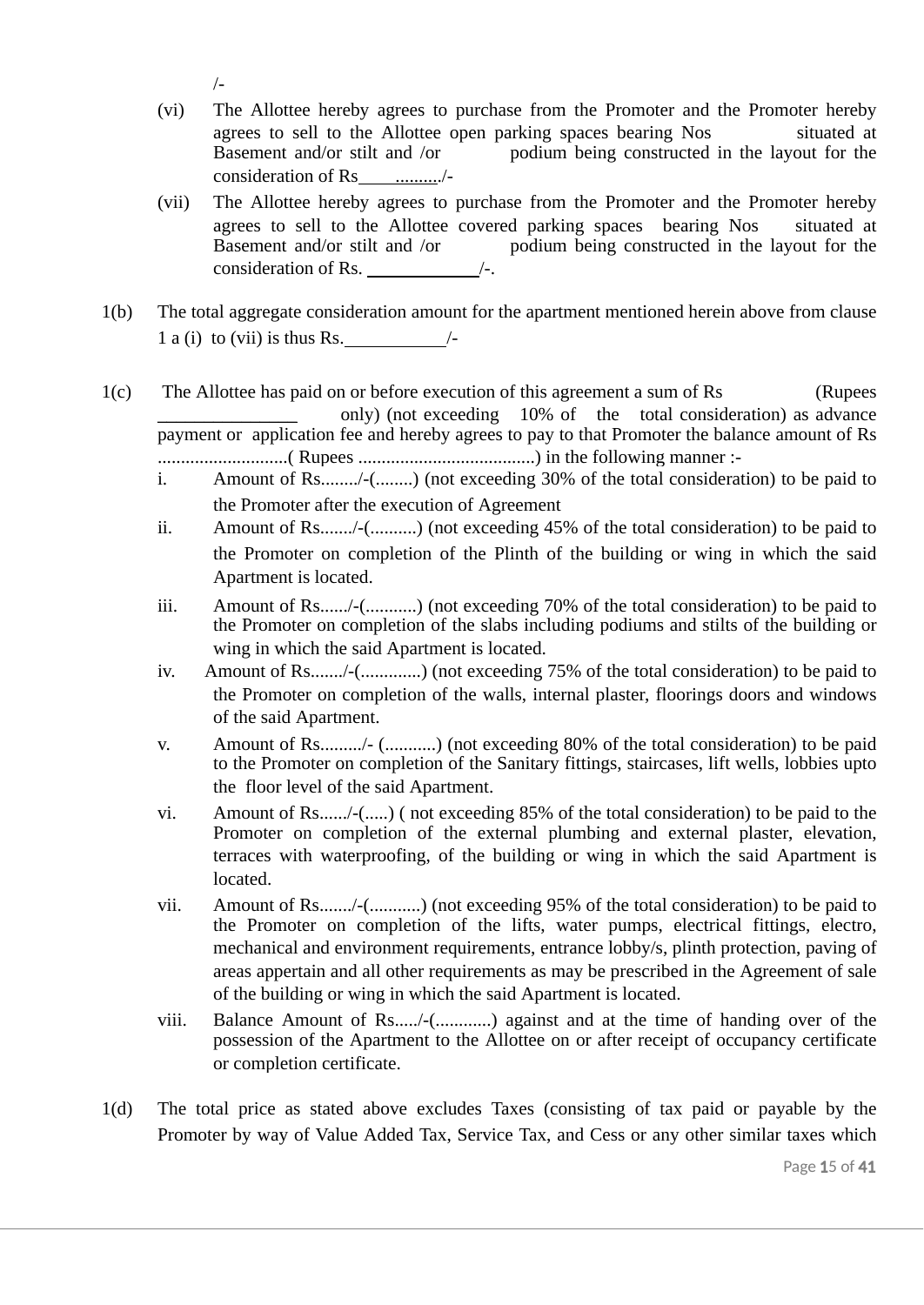/-

(vi) The Allottee hereby agrees to purchase from the Promoter and the Promoter hereby agrees to sell to the Allottee open parking spaces bearing Nos situated at Basement and/or stilt and /or podium being constructed in the layout for the consideration of Rs ........../-

(vii) The Allottee hereby agrees to purchase from the Promoter and the Promoter hereby agrees to sell to the Allottee covered parking spaces bearing Nos situated at Basement and/or stilt and /or podium being constructed in the layout for the consideration of Rs. ____________/-.

1(b) The total aggregate consideration amount for the apartment mentioned herein above from clause 1 a (i) to (vii) is thus Rs.___________/-

1(c) The Allottee has paid on or before execution of this agreement a sum of Rs (Rupees _______________ only) (not exceeding 10% of the total consideration) as advance payment or application fee and hereby agrees to pay to that Promoter the balance amount of Rs ............................( Rupees ......................................) in the following manner :-

i. Amount of Rs......../-(........) (not exceeding 30% of the total consideration) to be paid to the Promoter after the execution of Agreement

ii. Amount of Rs......./-(..........) (not exceeding 45% of the total consideration) to be paid to the Promoter on completion of the Plinth of the building or wing in which the said Apartment is located.

iii. Amount of Rs....../-(...........) (not exceeding 70% of the total consideration) to be paid to the Promoter on completion of the slabs including podiums and stilts of the building or wing in which the said Apartment is located.

iv. Amount of Rs......./-(.............) (not exceeding 75% of the total consideration) to be paid to the Promoter on completion of the walls, internal plaster, floorings doors and windows of the said Apartment.

v. Amount of Rs........./- (...........) (not exceeding 80% of the total consideration) to be paid to the Promoter on completion of the Sanitary fittings, staircases, lift wells, lobbies upto the floor level of the said Apartment.

vi. Amount of Rs....../-(.....) ( not exceeding 85% of the total consideration) to be paid to the Promoter on completion of the external plumbing and external plaster, elevation, terraces with waterproofing, of the building or wing in which the said Apartment is located.

vii. Amount of Rs......./-(...........) (not exceeding 95% of the total consideration) to be paid to the Promoter on completion of the lifts, water pumps, electrical fittings, electro, mechanical and environment requirements, entrance lobby/s, plinth protection, paving of areas appertain and all other requirements as may be prescribed in the Agreement of sale of the building or wing in which the said Apartment is located.

viii. Balance Amount of Rs...../-(............) against and at the time of handing over of the possession of the Apartment to the Allottee on or after receipt of occupancy certificate or completion certificate.

1(d) The total price as stated above excludes Taxes (consisting of tax paid or payable by the Promoter by way of Value Added Tax, Service Tax, and Cess or any other similar taxes which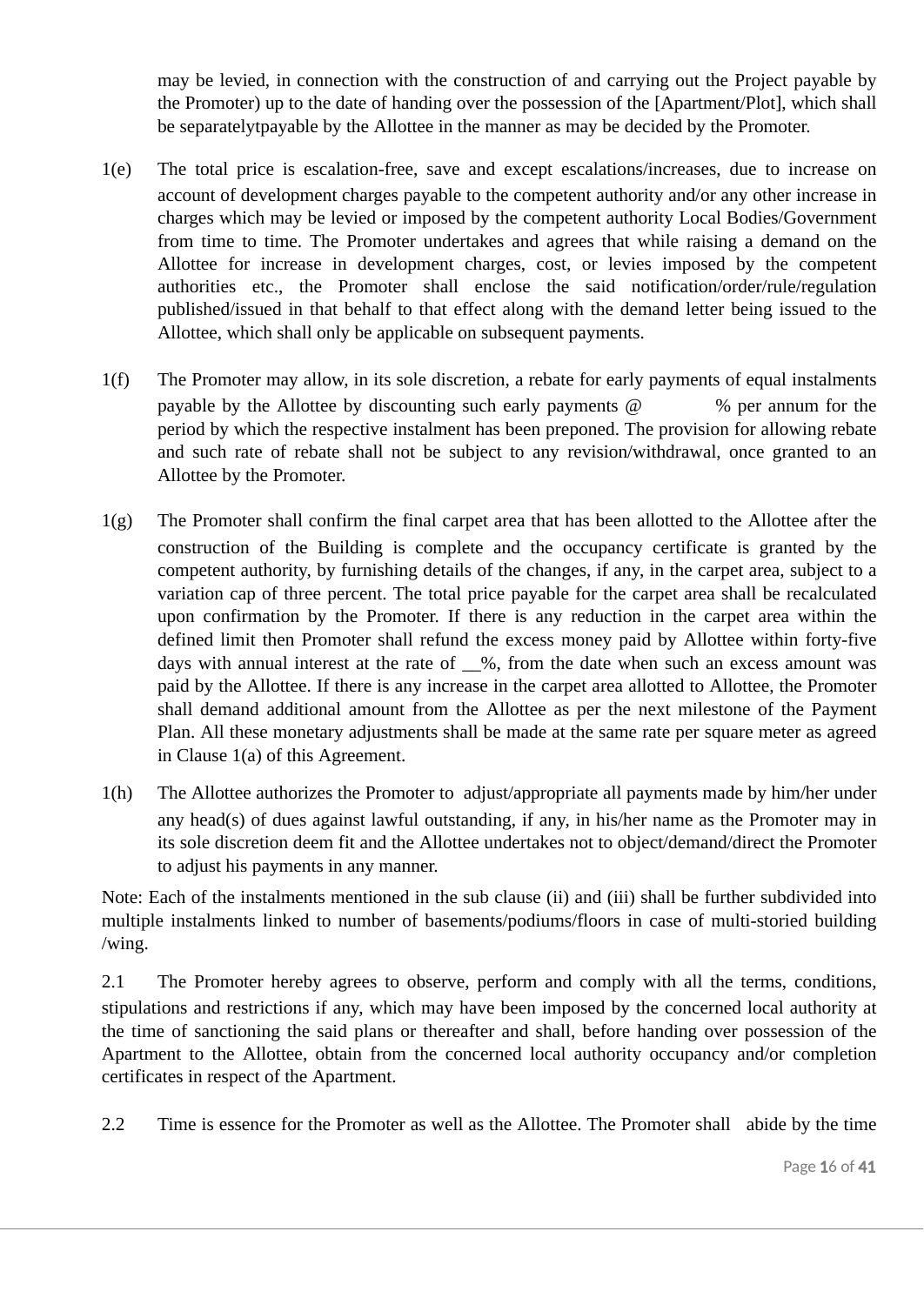may be levied, in connection with the construction of and carrying out the Project payable by the Promoter) up to the date of handing over the possession of the [Apartment/Plot], which shall be separatelytpayable by the Allottee in the manner as may be decided by the Promoter.

1(e) The total price is escalation-free, save and except escalations/increases, due to increase on account of development charges payable to the competent authority and/or any other increase in charges which may be levied or imposed by the competent authority Local Bodies/Government from time to time. The Promoter undertakes and agrees that while raising a demand on the Allottee for increase in development charges, cost, or levies imposed by the competent authorities etc., the Promoter shall enclose the said notification/order/rule/regulation published/issued in that behalf to that effect along with the demand letter being issued to the Allottee, which shall only be applicable on subsequent payments.

1(f) The Promoter may allow, in its sole discretion, a rebate for early payments of equal instalments payable by the Allottee by discounting such early payments @ % per annum for the period by which the respective instalment has been preponed. The provision for allowing rebate and such rate of rebate shall not be subject to any revision/withdrawal, once granted to an Allottee by the Promoter.

1(g) The Promoter shall confirm the final carpet area that has been allotted to the Allottee after the construction of the Building is complete and the occupancy certificate is granted by the competent authority, by furnishing details of the changes, if any, in the carpet area, subject to a variation cap of three percent. The total price payable for the carpet area shall be recalculated upon confirmation by the Promoter. If there is any reduction in the carpet area within the defined limit then Promoter shall refund the excess money paid by Allottee within forty-five days with annual interest at the rate of __%, from the date when such an excess amount was paid by the Allottee. If there is any increase in the carpet area allotted to Allottee, the Promoter shall demand additional amount from the Allottee as per the next milestone of the Payment Plan. All these monetary adjustments shall be made at the same rate per square meter as agreed in Clause 1(a) of this Agreement.

1(h) The Allottee authorizes the Promoter to adjust/appropriate all payments made by him/her under any head(s) of dues against lawful outstanding, if any, in his/her name as the Promoter may in its sole discretion deem fit and the Allottee undertakes not to object/demand/direct the Promoter to adjust his payments in any manner.

Note: Each of the instalments mentioned in the sub clause (ii) and (iii) shall be further subdivided into multiple instalments linked to number of basements/podiums/floors in case of multi-storied building /wing.

2.1 The Promoter hereby agrees to observe, perform and comply with all the terms, conditions, stipulations and restrictions if any, which may have been imposed by the concerned local authority at the time of sanctioning the said plans or thereafter and shall, before handing over possession of the Apartment to the Allottee, obtain from the concerned local authority occupancy and/or completion certificates in respect of the Apartment.

2.2 Time is essence for the Promoter as well as the Allottee. The Promoter shall abide by the time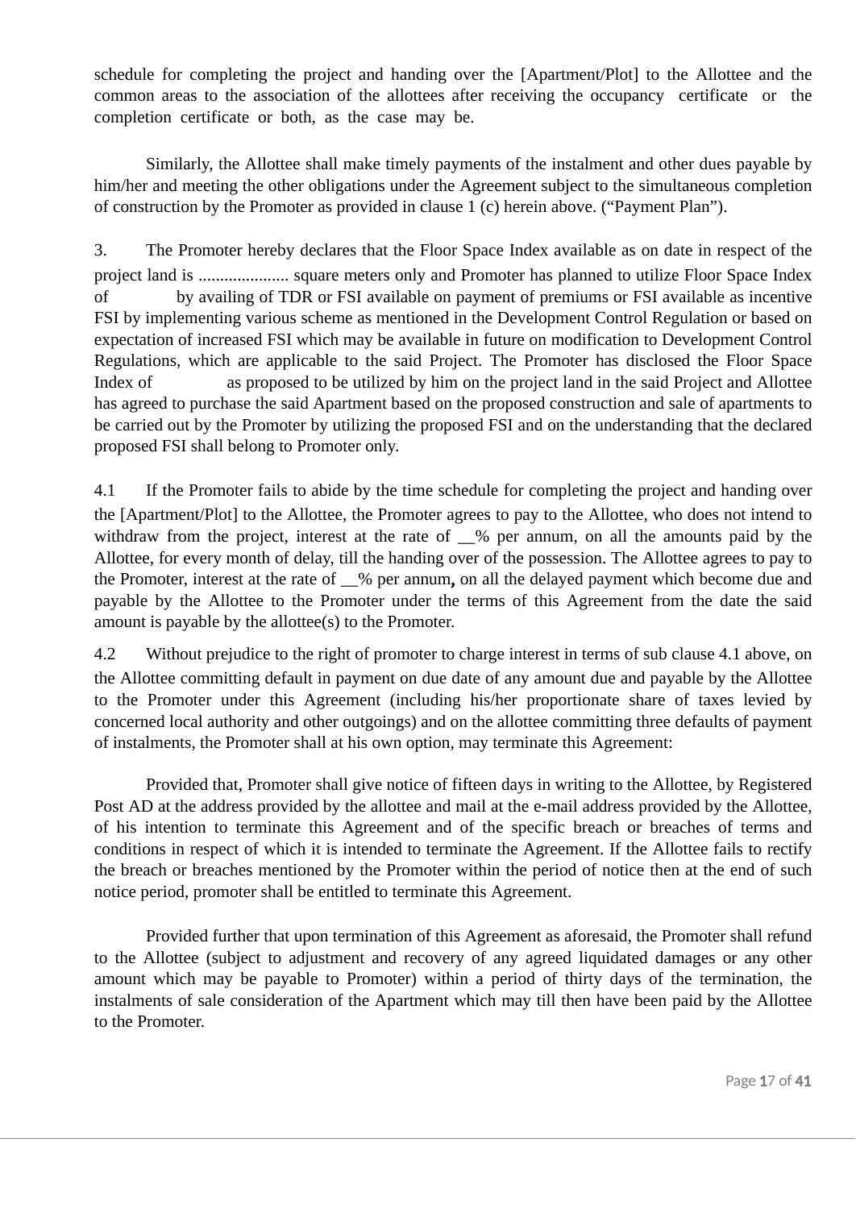schedule for completing the project and handing over the [Apartment/Plot] to the Allottee and the common areas to the association of the allottees after receiving the occupancy certificate or the completion certificate or both, as the case may be.

Similarly, the Allottee shall make timely payments of the instalment and other dues payable by him/her and meeting the other obligations under the Agreement subject to the simultaneous completion of construction by the Promoter as provided in clause 1 (c) herein above. ("Payment Plan").

3. The Promoter hereby declares that the Floor Space Index available as on date in respect of the project land is ..................... square meters only and Promoter has planned to utilize Floor Space Index of by availing of TDR or FSI available on payment of premiums or FSI available as incentive FSI by implementing various scheme as mentioned in the Development Control Regulation or based on expectation of increased FSI which may be available in future on modification to Development Control Regulations, which are applicable to the said Project. The Promoter has disclosed the Floor Space Index of as proposed to be utilized by him on the project land in the said Project and Allottee has agreed to purchase the said Apartment based on the proposed construction and sale of apartments to be carried out by the Promoter by utilizing the proposed FSI and on the understanding that the declared proposed FSI shall belong to Promoter only.

4.1 If the Promoter fails to abide by the time schedule for completing the project and handing over the [Apartment/Plot] to the Allottee, the Promoter agrees to pay to the Allottee, who does not intend to withdraw from the project, interest at the rate of __% per annum, on all the amounts paid by the Allottee, for every month of delay, till the handing over of the possession. The Allottee agrees to pay to the Promoter, interest at the rate of __% per annum**,** on all the delayed payment which become due and payable by the Allottee to the Promoter under the terms of this Agreement from the date the said amount is payable by the allottee(s) to the Promoter.

4.2 Without prejudice to the right of promoter to charge interest in terms of sub clause 4.1 above, on the Allottee committing default in payment on due date of any amount due and payable by the Allottee to the Promoter under this Agreement (including his/her proportionate share of taxes levied by concerned local authority and other outgoings) and on the allottee committing three defaults of payment of instalments, the Promoter shall at his own option, may terminate this Agreement:

Provided that, Promoter shall give notice of fifteen days in writing to the Allottee, by Registered Post AD at the address provided by the allottee and mail at the e-mail address provided by the Allottee, of his intention to terminate this Agreement and of the specific breach or breaches of terms and conditions in respect of which it is intended to terminate the Agreement. If the Allottee fails to rectify the breach or breaches mentioned by the Promoter within the period of notice then at the end of such notice period, promoter shall be entitled to terminate this Agreement.

Provided further that upon termination of this Agreement as aforesaid, the Promoter shall refund to the Allottee (subject to adjustment and recovery of any agreed liquidated damages or any other amount which may be payable to Promoter) within a period of thirty days of the termination, the instalments of sale consideration of the Apartment which may till then have been paid by the Allottee to the Promoter.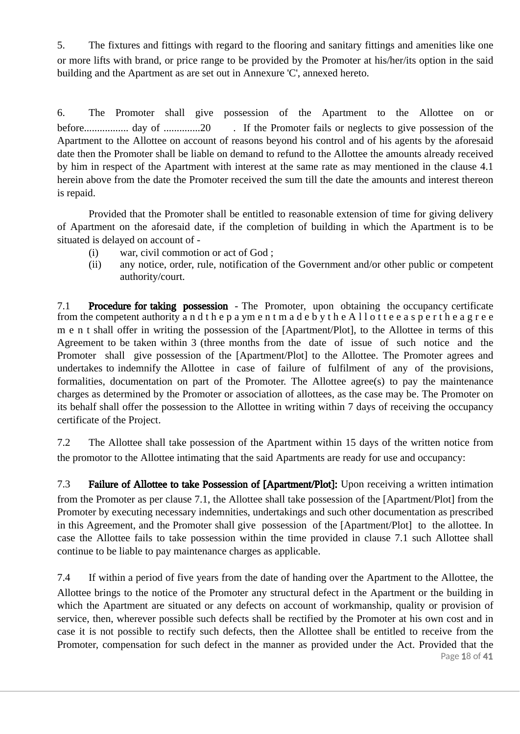5. The fixtures and fittings with regard to the flooring and sanitary fittings and amenities like one or more lifts with brand, or price range to be provided by the Promoter at his/her/its option in the said building and the Apartment as are set out in Annexure 'C', annexed hereto.

6. The Promoter shall give possession of the Apartment to the Allottee on or before................. day of ..............20 . If the Promoter fails or neglects to give possession of the Apartment to the Allottee on account of reasons beyond his control and of his agents by the aforesaid date then the Promoter shall be liable on demand to refund to the Allottee the amounts already received by him in respect of the Apartment with interest at the same rate as may mentioned in the clause 4.1 herein above from the date the Promoter received the sum till the date the amounts and interest thereon is repaid.

Provided that the Promoter shall be entitled to reasonable extension of time for giving delivery of Apartment on the aforesaid date, if the completion of building in which the Apartment is to be situated is delayed on account of -

(i) war, civil commotion or act of God ;

(ii) any notice, order, rule, notification of the Government and/or other public or competent authority/court.

7.1 **Procedure for taking possession** - The Promoter, upon obtaining the occupancy certificate from the competent authority and the payment made by the Allottee as per the agreement shall offer in writing the possession of the [Apartment/Plot], to the Allottee in terms of this Agreement to be taken within 3 (three months from the date of issue of such notice and the Promoter shall give possession of the [Apartment/Plot] to the Allottee. The Promoter agrees and undertakes to indemnify the Allottee in case of failure of fulfilment of any of the provisions, formalities, documentation on part of the Promoter. The Allottee agree(s) to pay the maintenance charges as determined by the Promoter or association of allottees, as the case may be. The Promoter on its behalf shall offer the possession to the Allottee in writing within 7 days of receiving the occupancy certificate of the Project.

7.2 The Allottee shall take possession of the Apartment within 15 days of the written notice from the promotor to the Allottee intimating that the said Apartments are ready for use and occupancy:

7.3 **Failure of Allottee to take Possession of [Apartment/Plot]:** Upon receiving a written intimation from the Promoter as per clause 7.1, the Allottee shall take possession of the [Apartment/Plot] from the Promoter by executing necessary indemnities, undertakings and such other documentation as prescribed in this Agreement, and the Promoter shall give possession of the [Apartment/Plot] to the allottee. In case the Allottee fails to take possession within the time provided in clause 7.1 such Allottee shall continue to be liable to pay maintenance charges as applicable.

7.4 If within a period of five years from the date of handing over the Apartment to the Allottee, the Allottee brings to the notice of the Promoter any structural defect in the Apartment or the building in which the Apartment are situated or any defects on account of workmanship, quality or provision of service, then, wherever possible such defects shall be rectified by the Promoter at his own cost and in case it is not possible to rectify such defects, then the Allottee shall be entitled to receive from the Promoter, compensation for such defect in the manner as provided under the Act. Provided that the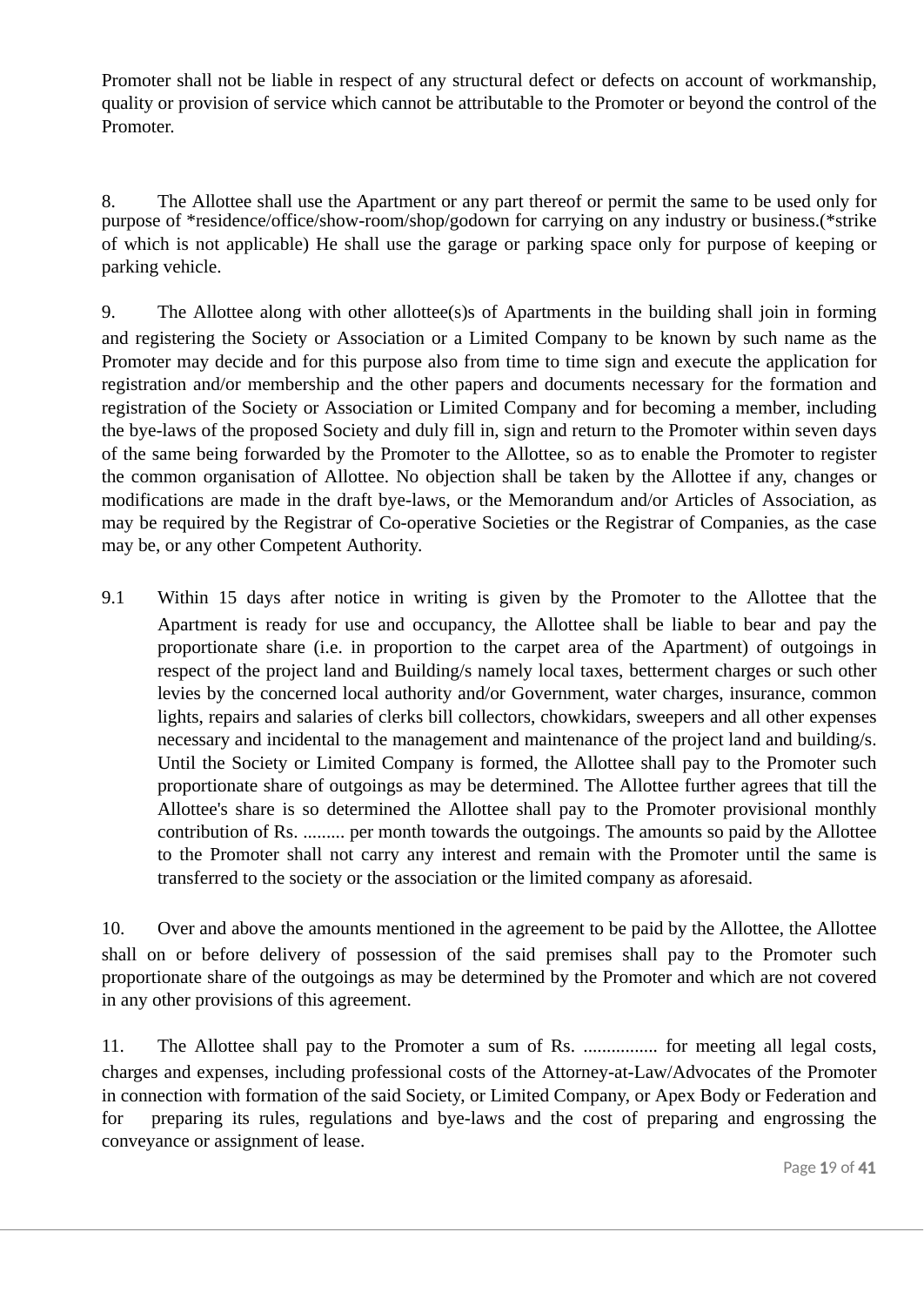Promoter shall not be liable in respect of any structural defect or defects on account of workmanship, quality or provision of service which cannot be attributable to the Promoter or beyond the control of the Promoter.

8. The Allottee shall use the Apartment or any part thereof or permit the same to be used only for purpose of *residence/office/show-room/shop/godown for carrying on any industry or business.(*strike of which is not applicable) He shall use the garage or parking space only for purpose of keeping or parking vehicle.

9. The Allottee along with other allottee(s)s of Apartments in the building shall join in forming and registering the Society or Association or a Limited Company to be known by such name as the Promoter may decide and for this purpose also from time to time sign and execute the application for registration and/or membership and the other papers and documents necessary for the formation and registration of the Society or Association or Limited Company and for becoming a member, including the bye-laws of the proposed Society and duly fill in, sign and return to the Promoter within seven days of the same being forwarded by the Promoter to the Allottee, so as to enable the Promoter to register the common organisation of Allottee. No objection shall be taken by the Allottee if any, changes or modifications are made in the draft bye-laws, or the Memorandum and/or Articles of Association, as may be required by the Registrar of Co-operative Societies or the Registrar of Companies, as the case may be, or any other Competent Authority.

9.1 Within 15 days after notice in writing is given by the Promoter to the Allottee that the Apartment is ready for use and occupancy, the Allottee shall be liable to bear and pay the proportionate share (i.e. in proportion to the carpet area of the Apartment) of outgoings in respect of the project land and Building/s namely local taxes, betterment charges or such other levies by the concerned local authority and/or Government, water charges, insurance, common lights, repairs and salaries of clerks bill collectors, chowkidars, sweepers and all other expenses necessary and incidental to the management and maintenance of the project land and building/s. Until the Society or Limited Company is formed, the Allottee shall pay to the Promoter such proportionate share of outgoings as may be determined. The Allottee further agrees that till the Allottee's share is so determined the Allottee shall pay to the Promoter provisional monthly contribution of Rs. ......... per month towards the outgoings. The amounts so paid by the Allottee to the Promoter shall not carry any interest and remain with the Promoter until the same is transferred to the society or the association or the limited company as aforesaid.

10. Over and above the amounts mentioned in the agreement to be paid by the Allottee, the Allottee shall on or before delivery of possession of the said premises shall pay to the Promoter such proportionate share of the outgoings as may be determined by the Promoter and which are not covered in any other provisions of this agreement.

11. The Allottee shall pay to the Promoter a sum of Rs. ................ for meeting all legal costs, charges and expenses, including professional costs of the Attorney-at-Law/Advocates of the Promoter in connection with formation of the said Society, or Limited Company, or Apex Body or Federation and for preparing its rules, regulations and bye-laws and the cost of preparing and engrossing the conveyance or assignment of lease.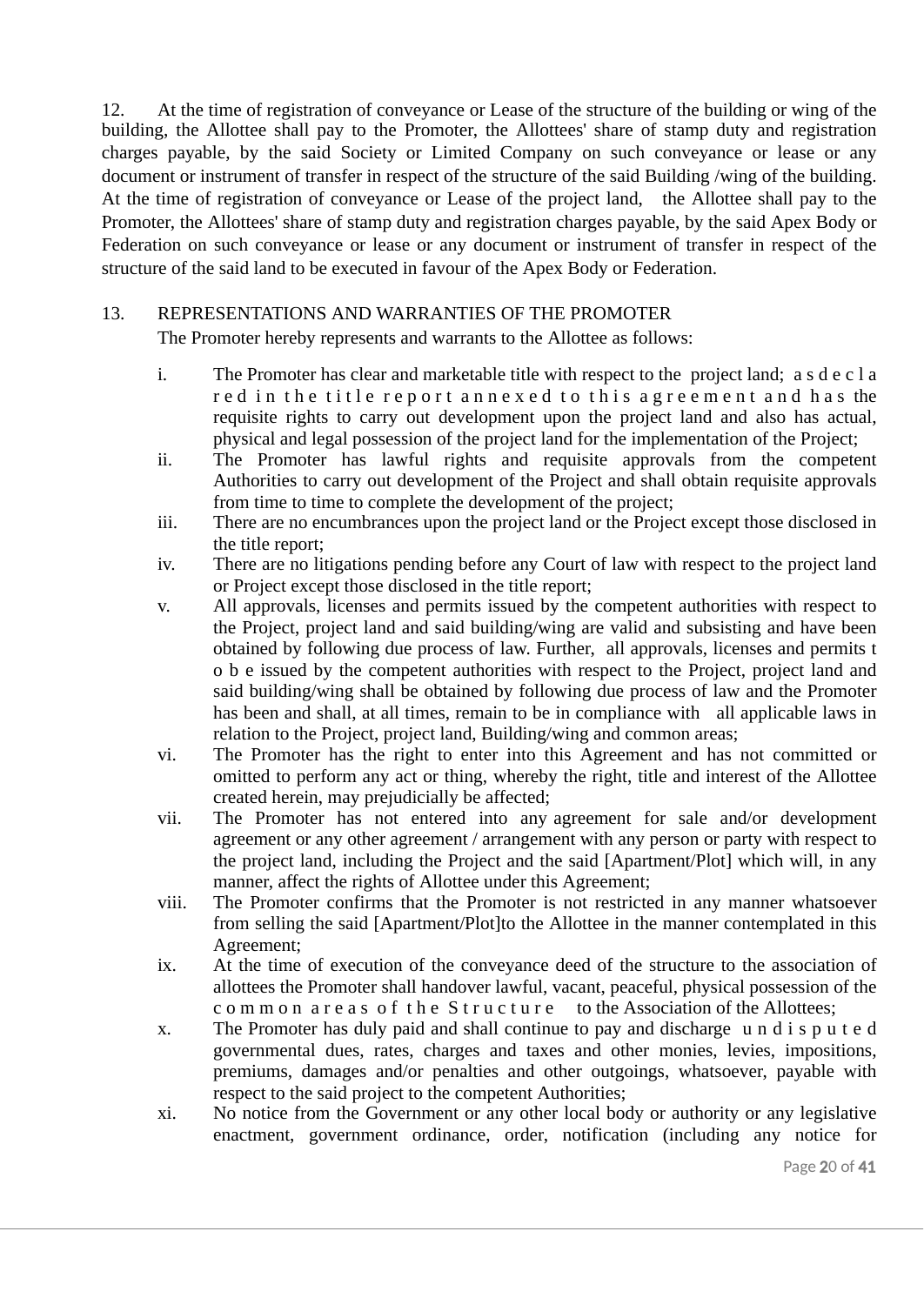12. At the time of registration of conveyance or Lease of the structure of the building or wing of the building, the Allottee shall pay to the Promoter, the Allottees' share of stamp duty and registration charges payable, by the said Society or Limited Company on such conveyance or lease or any document or instrument of transfer in respect of the structure of the said Building /wing of the building. At the time of registration of conveyance or Lease of the project land, the Allottee shall pay to the Promoter, the Allottees' share of stamp duty and registration charges payable, by the said Apex Body or Federation on such conveyance or lease or any document or instrument of transfer in respect of the structure of the said land to be executed in favour of the Apex Body or Federation.

13. REPRESENTATIONS AND WARRANTIES OF THE PROMOTER

The Promoter hereby represents and warrants to the Allottee as follows:

i. The Promoter has clear and marketable title with respect to the project land; as declared in the title report annexed to this agreement and has the requisite rights to carry out development upon the project land and also has actual, physical and legal possession of the project land for the implementation of the Project;

ii. The Promoter has lawful rights and requisite approvals from the competent Authorities to carry out development of the Project and shall obtain requisite approvals from time to time to complete the development of the project;

iii. There are no encumbrances upon the project land or the Project except those disclosed in the title report;

iv. There are no litigations pending before any Court of law with respect to the project land or Project except those disclosed in the title report;

v. All approvals, licenses and permits issued by the competent authorities with respect to the Project, project land and said building/wing are valid and subsisting and have been obtained by following due process of law. Further, all approvals, licenses and permits to be issued by the competent authorities with respect to the Project, project land and said building/wing shall be obtained by following due process of law and the Promoter has been and shall, at all times, remain to be in compliance with all applicable laws in relation to the Project, project land, Building/wing and common areas;

vi. The Promoter has the right to enter into this Agreement and has not committed or omitted to perform any act or thing, whereby the right, title and interest of the Allottee created herein, may prejudicially be affected;

vii. The Promoter has not entered into any agreement for sale and/or development agreement or any other agreement / arrangement with any person or party with respect to the project land, including the Project and the said [Apartment/Plot] which will, in any manner, affect the rights of Allottee under this Agreement;

viii. The Promoter confirms that the Promoter is not restricted in any manner whatsoever from selling the said [Apartment/Plot]to the Allottee in the manner contemplated in this Agreement;

ix. At the time of execution of the conveyance deed of the structure to the association of allottees the Promoter shall handover lawful, vacant, peaceful, physical possession of the common areas of the Structure to the Association of the Allottees;

x. The Promoter has duly paid and shall continue to pay and discharge undisputed governmental dues, rates, charges and taxes and other monies, levies, impositions, premiums, damages and/or penalties and other outgoings, whatsoever, payable with respect to the said project to the competent Authorities;

xi. No notice from the Government or any other local body or authority or any legislative enactment, government ordinance, order, notification (including any notice for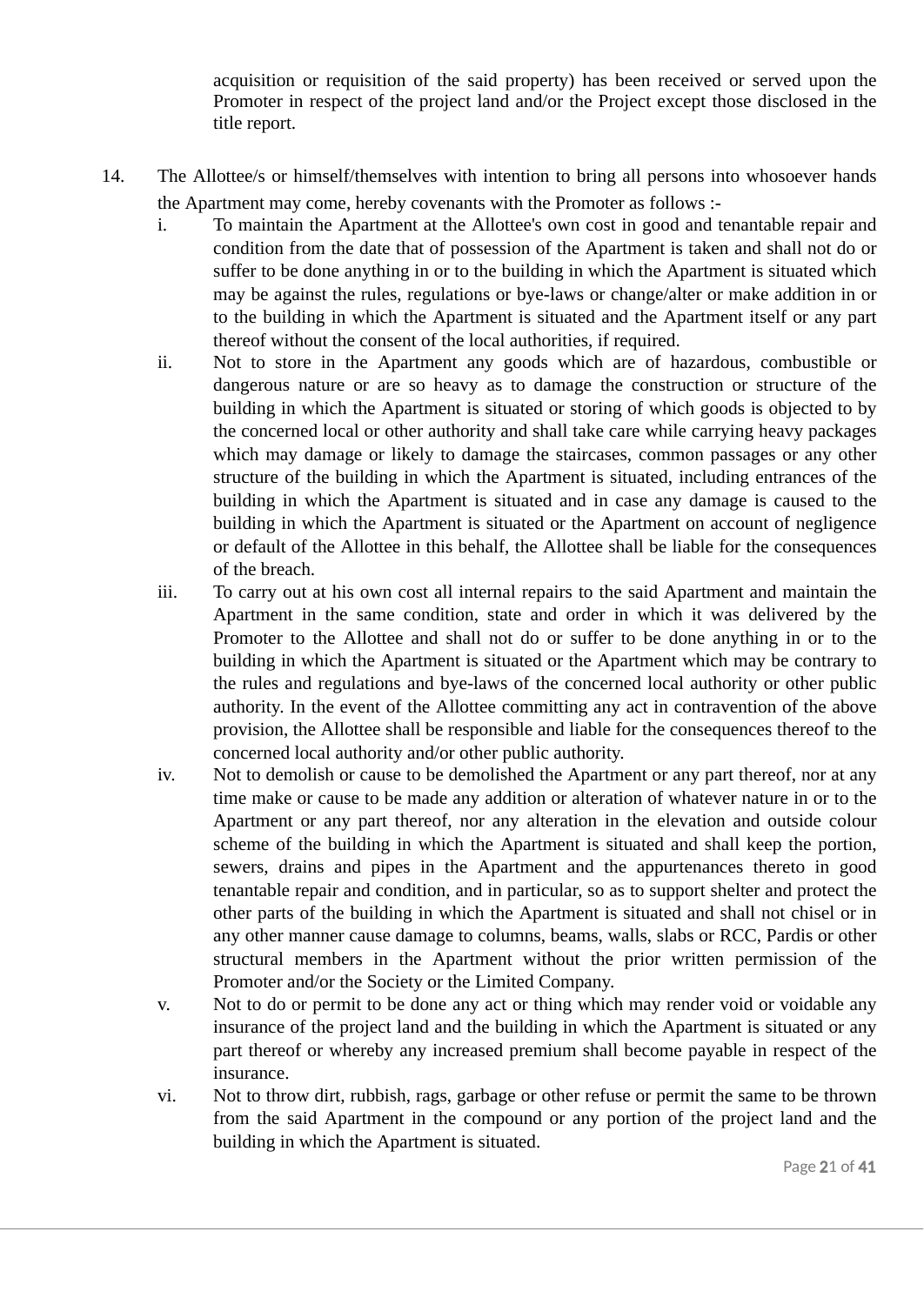acquisition or requisition of the said property) has been received or served upon the Promoter in respect of the project land and/or the Project except those disclosed in the title report.

14. The Allottee/s or himself/themselves with intention to bring all persons into whosoever hands the Apartment may come, hereby covenants with the Promoter as follows :-

    i. To maintain the Apartment at the Allottee's own cost in good and tenantable repair and condition from the date that of possession of the Apartment is taken and shall not do or suffer to be done anything in or to the building in which the Apartment is situated which may be against the rules, regulations or bye-laws or change/alter or make addition in or to the building in which the Apartment is situated and the Apartment itself or any part thereof without the consent of the local authorities, if required.

    ii. Not to store in the Apartment any goods which are of hazardous, combustible or dangerous nature or are so heavy as to damage the construction or structure of the building in which the Apartment is situated or storing of which goods is objected to by the concerned local or other authority and shall take care while carrying heavy packages which may damage or likely to damage the staircases, common passages or any other structure of the building in which the Apartment is situated, including entrances of the building in which the Apartment is situated and in case any damage is caused to the building in which the Apartment is situated or the Apartment on account of negligence or default of the Allottee in this behalf, the Allottee shall be liable for the consequences of the breach.

    iii. To carry out at his own cost all internal repairs to the said Apartment and maintain the Apartment in the same condition, state and order in which it was delivered by the Promoter to the Allottee and shall not do or suffer to be done anything in or to the building in which the Apartment is situated or the Apartment which may be contrary to the rules and regulations and bye-laws of the concerned local authority or other public authority. In the event of the Allottee committing any act in contravention of the above provision, the Allottee shall be responsible and liable for the consequences thereof to the concerned local authority and/or other public authority.

    iv. Not to demolish or cause to be demolished the Apartment or any part thereof, nor at any time make or cause to be made any addition or alteration of whatever nature in or to the Apartment or any part thereof, nor any alteration in the elevation and outside colour scheme of the building in which the Apartment is situated and shall keep the portion, sewers, drains and pipes in the Apartment and the appurtenances thereto in good tenantable repair and condition, and in particular, so as to support shelter and protect the other parts of the building in which the Apartment is situated and shall not chisel or in any other manner cause damage to columns, beams, walls, slabs or RCC, Pardis or other structural members in the Apartment without the prior written permission of the Promoter and/or the Society or the Limited Company.

    v. Not to do or permit to be done any act or thing which may render void or voidable any insurance of the project land and the building in which the Apartment is situated or any part thereof or whereby any increased premium shall become payable in respect of the insurance.

    vi. Not to throw dirt, rubbish, rags, garbage or other refuse or permit the same to be thrown from the said Apartment in the compound or any portion of the project land and the building in which the Apartment is situated.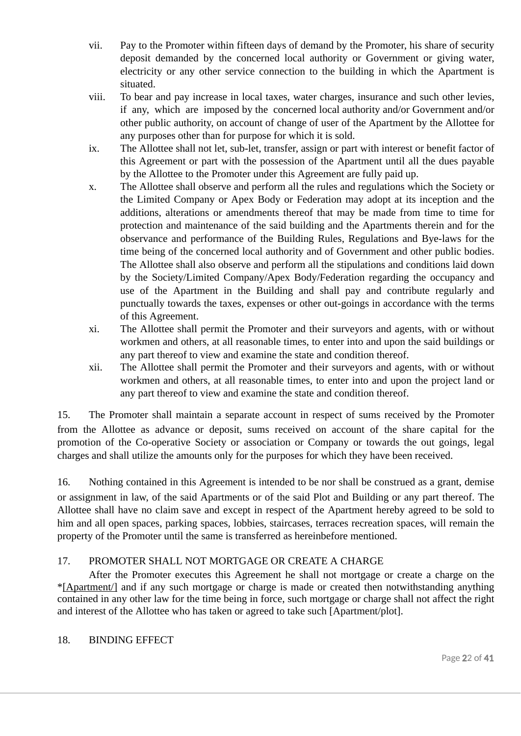vii. Pay to the Promoter within fifteen days of demand by the Promoter, his share of security deposit demanded by the concerned local authority or Government or giving water, electricity or any other service connection to the building in which the Apartment is situated.

viii. To bear and pay increase in local taxes, water charges, insurance and such other levies, if any, which are imposed by the concerned local authority and/or Government and/or other public authority, on account of change of user of the Apartment by the Allottee for any purposes other than for purpose for which it is sold.

ix. The Allottee shall not let, sub-let, transfer, assign or part with interest or benefit factor of this Agreement or part with the possession of the Apartment until all the dues payable by the Allottee to the Promoter under this Agreement are fully paid up.

x. The Allottee shall observe and perform all the rules and regulations which the Society or the Limited Company or Apex Body or Federation may adopt at its inception and the additions, alterations or amendments thereof that may be made from time to time for protection and maintenance of the said building and the Apartments therein and for the observance and performance of the Building Rules, Regulations and Bye-laws for the time being of the concerned local authority and of Government and other public bodies. The Allottee shall also observe and perform all the stipulations and conditions laid down by the Society/Limited Company/Apex Body/Federation regarding the occupancy and use of the Apartment in the Building and shall pay and contribute regularly and punctually towards the taxes, expenses or other out-goings in accordance with the terms of this Agreement.

xi. The Allottee shall permit the Promoter and their surveyors and agents, with or without workmen and others, at all reasonable times, to enter into and upon the said buildings or any part thereof to view and examine the state and condition thereof.

xii. The Allottee shall permit the Promoter and their surveyors and agents, with or without workmen and others, at all reasonable times, to enter into and upon the project land or any part thereof to view and examine the state and condition thereof.

15. The Promoter shall maintain a separate account in respect of sums received by the Promoter from the Allottee as advance or deposit, sums received on account of the share capital for the promotion of the Co-operative Society or association or Company or towards the out goings, legal charges and shall utilize the amounts only for the purposes for which they have been received.

16. Nothing contained in this Agreement is intended to be nor shall be construed as a grant, demise or assignment in law, of the said Apartments or of the said Plot and Building or any part thereof. The Allottee shall have no claim save and except in respect of the Apartment hereby agreed to be sold to him and all open spaces, parking spaces, lobbies, staircases, terraces recreation spaces, will remain the property of the Promoter until the same is transferred as hereinbefore mentioned.

17. PROMOTER SHALL NOT MORTGAGE OR CREATE A CHARGE

After the Promoter executes this Agreement he shall not mortgage or create a charge on the *[Apartment/] and if any such mortgage or charge is made or created then notwithstanding anything contained in any other law for the time being in force, such mortgage or charge shall not affect the right and interest of the Allottee who has taken or agreed to take such [Apartment/plot].

18. BINDING EFFECT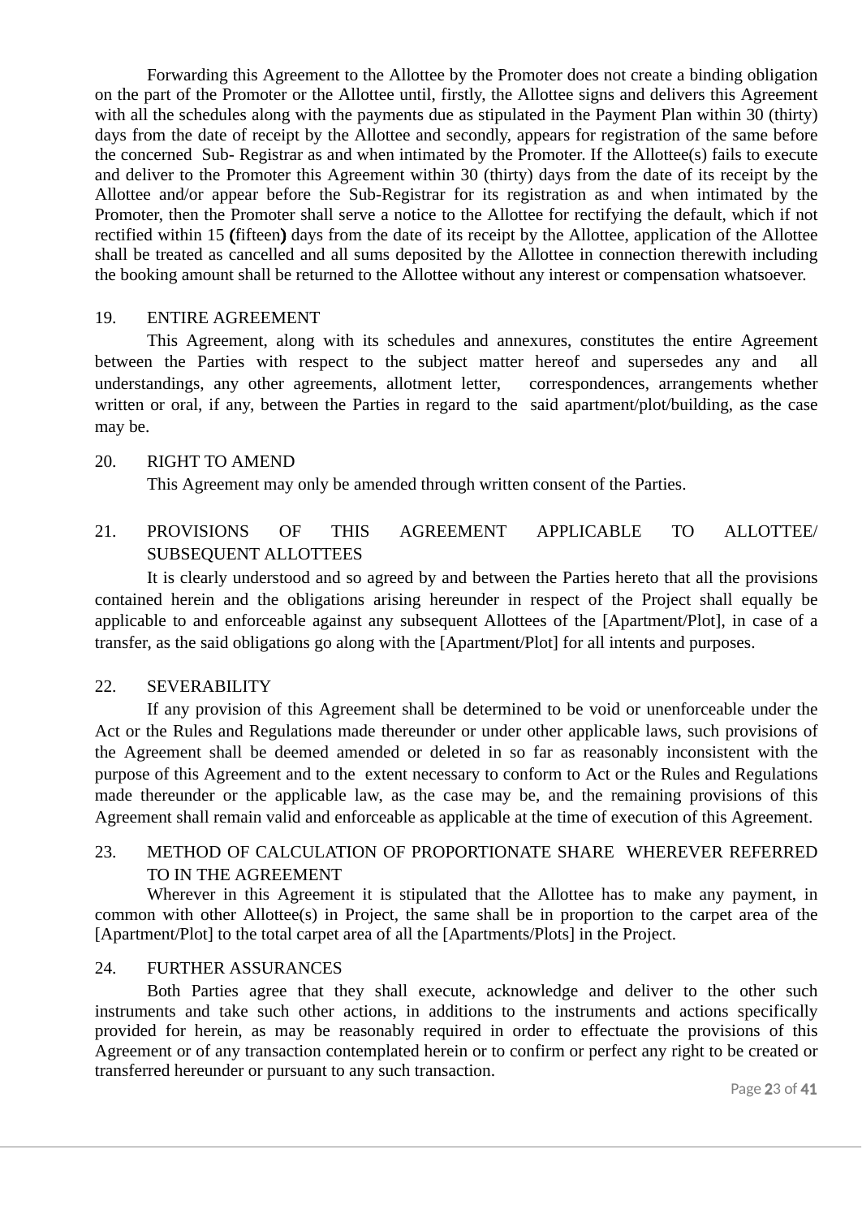Forwarding this Agreement to the Allottee by the Promoter does not create a binding obligation on the part of the Promoter or the Allottee until, firstly, the Allottee signs and delivers this Agreement with all the schedules along with the payments due as stipulated in the Payment Plan within 30 (thirty) days from the date of receipt by the Allottee and secondly, appears for registration of the same before the concerned Sub- Registrar as and when intimated by the Promoter. If the Allottee(s) fails to execute and deliver to the Promoter this Agreement within 30 (thirty) days from the date of its receipt by the Allottee and/or appear before the Sub-Registrar for its registration as and when intimated by the Promoter, then the Promoter shall serve a notice to the Allottee for rectifying the default, which if not rectified within 15 **(**fifteen**)** days from the date of its receipt by the Allottee, application of the Allottee shall be treated as cancelled and all sums deposited by the Allottee in connection therewith including the booking amount shall be returned to the Allottee without any interest or compensation whatsoever.

19. ENTIRE AGREEMENT

This Agreement, along with its schedules and annexures, constitutes the entire Agreement between the Parties with respect to the subject matter hereof and supersedes any and all understandings, any other agreements, allotment letter, correspondences, arrangements whether written or oral, if any, between the Parties in regard to the said apartment/plot/building, as the case may be.

20. RIGHT TO AMEND

This Agreement may only be amended through written consent of the Parties.

21. PROVISIONS OF THIS AGREEMENT APPLICABLE TO ALLOTTEE/ SUBSEQUENT ALLOTTEES

It is clearly understood and so agreed by and between the Parties hereto that all the provisions contained herein and the obligations arising hereunder in respect of the Project shall equally be applicable to and enforceable against any subsequent Allottees of the [Apartment/Plot], in case of a transfer, as the said obligations go along with the [Apartment/Plot] for all intents and purposes.

22. SEVERABILITY

If any provision of this Agreement shall be determined to be void or unenforceable under the Act or the Rules and Regulations made thereunder or under other applicable laws, such provisions of the Agreement shall be deemed amended or deleted in so far as reasonably inconsistent with the purpose of this Agreement and to the extent necessary to conform to Act or the Rules and Regulations made thereunder or the applicable law, as the case may be, and the remaining provisions of this Agreement shall remain valid and enforceable as applicable at the time of execution of this Agreement.

23. METHOD OF CALCULATION OF PROPORTIONATE SHARE WHEREVER REFERRED TO IN THE AGREEMENT

Wherever in this Agreement it is stipulated that the Allottee has to make any payment, in common with other Allottee(s) in Project, the same shall be in proportion to the carpet area of the [Apartment/Plot] to the total carpet area of all the [Apartments/Plots] in the Project.

24. FURTHER ASSURANCES

Both Parties agree that they shall execute, acknowledge and deliver to the other such instruments and take such other actions, in additions to the instruments and actions specifically provided for herein, as may be reasonably required in order to effectuate the provisions of this Agreement or of any transaction contemplated herein or to confirm or perfect any right to be created or transferred hereunder or pursuant to any such transaction.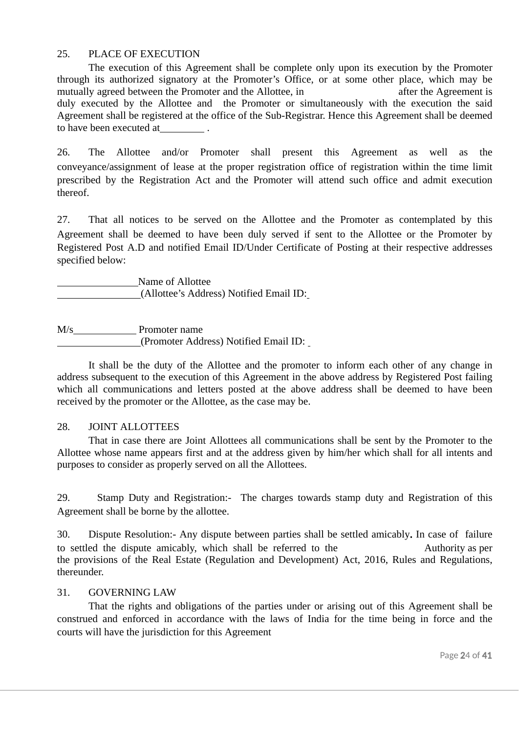25. PLACE OF EXECUTION

The execution of this Agreement shall be complete only upon its execution by the Promoter through its authorized signatory at the Promoter's Office, or at some other place, which may be mutually agreed between the Promoter and the Allottee, in                         after the Agreement is duly executed by the Allottee and the Promoter or simultaneously with the execution the said Agreement shall be registered at the office of the Sub-Registrar. Hence this Agreement shall be deemed to have been executed at________ .

26. The Allottee and/or Promoter shall present this Agreement as well as the conveyance/assignment of lease at the proper registration office of registration within the time limit prescribed by the Registration Act and the Promoter will attend such office and admit execution thereof.

27. That all notices to be served on the Allottee and the Promoter as contemplated by this Agreement shall be deemed to have been duly served if sent to the Allottee or the Promoter by Registered Post A.D and notified Email ID/Under Certificate of Posting at their respective addresses specified below:

_______________Name of Allottee
________________(Allottee's Address) Notified Email ID:

M/s____________ Promoter name
________________(Promoter Address) Notified Email ID:

It shall be the duty of the Allottee and the promoter to inform each other of any change in address subsequent to the execution of this Agreement in the above address by Registered Post failing which all communications and letters posted at the above address shall be deemed to have been received by the promoter or the Allottee, as the case may be.

28. JOINT ALLOTTEES

That in case there are Joint Allottees all communications shall be sent by the Promoter to the Allottee whose name appears first and at the address given by him/her which shall for all intents and purposes to consider as properly served on all the Allottees.

29. Stamp Duty and Registration:- The charges towards stamp duty and Registration of this Agreement shall be borne by the allottee.

30. Dispute Resolution:- Any dispute between parties shall be settled amicably**.** In case of failure to settled the dispute amicably, which shall be referred to the                     Authority as per the provisions of the Real Estate (Regulation and Development) Act, 2016, Rules and Regulations, thereunder.

31. GOVERNING LAW

That the rights and obligations of the parties under or arising out of this Agreement shall be construed and enforced in accordance with the laws of India for the time being in force and the courts will have the jurisdiction for this Agreement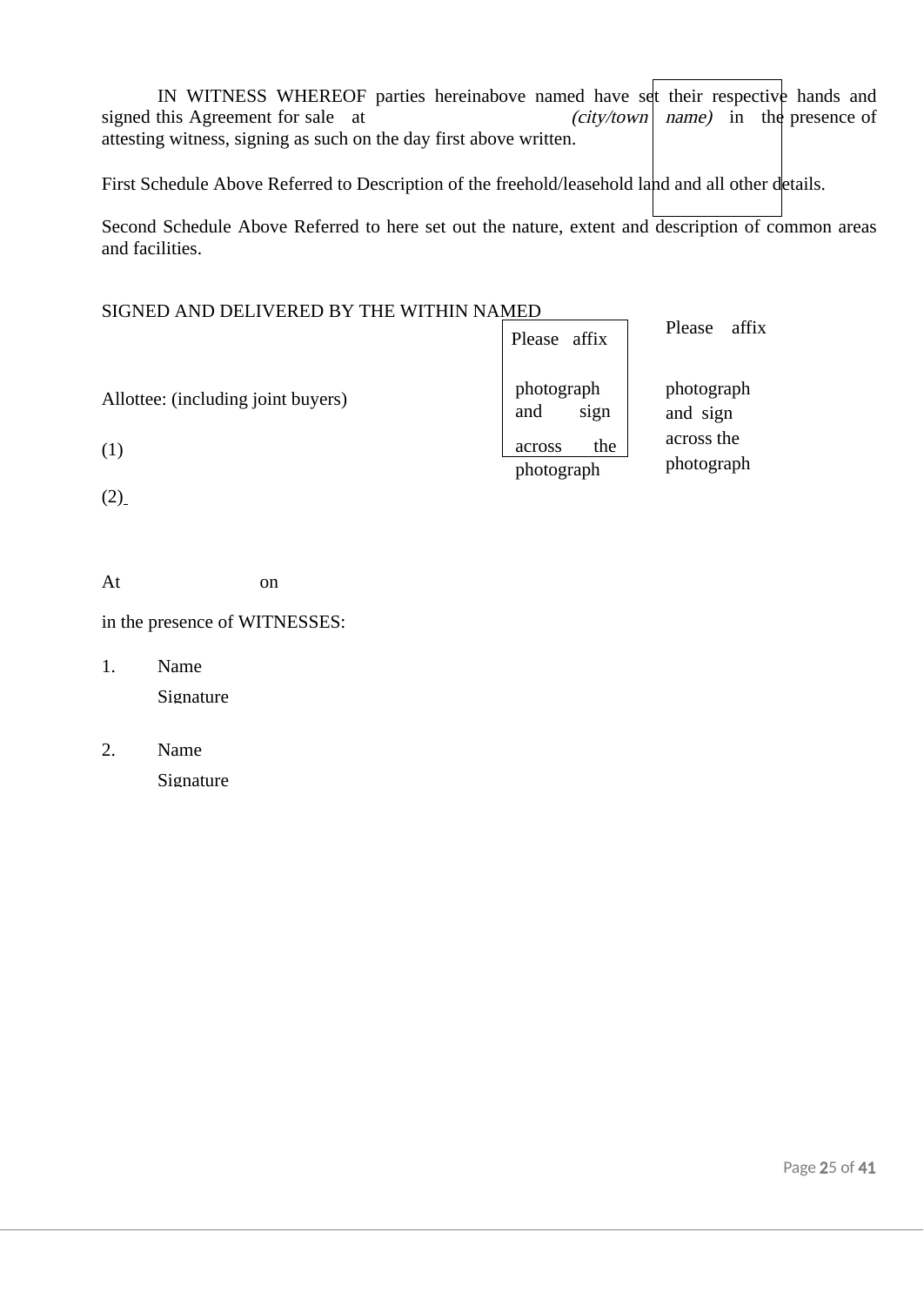IN WITNESS WHEREOF parties hereinabove named have set their respective hands and signed this Agreement for sale at *(city/town name)* in the presence of attesting witness, signing as such on the day first above written.

First Schedule Above Referred to Description of the freehold/leasehold land and all other details.

Second Schedule Above Referred to here set out the nature, extent and description of common areas and facilities.

SIGNED AND DELIVERED BY THE WITHIN NAMED

Allottee: (including joint buyers)

(1)

(2)

| Please affix photograph and sign across the photograph | Please affix photograph and sign across the photograph |
|---|---|

At on

in the presence of WITNESSES:

1. Name
   Signature

2. Name
   Signature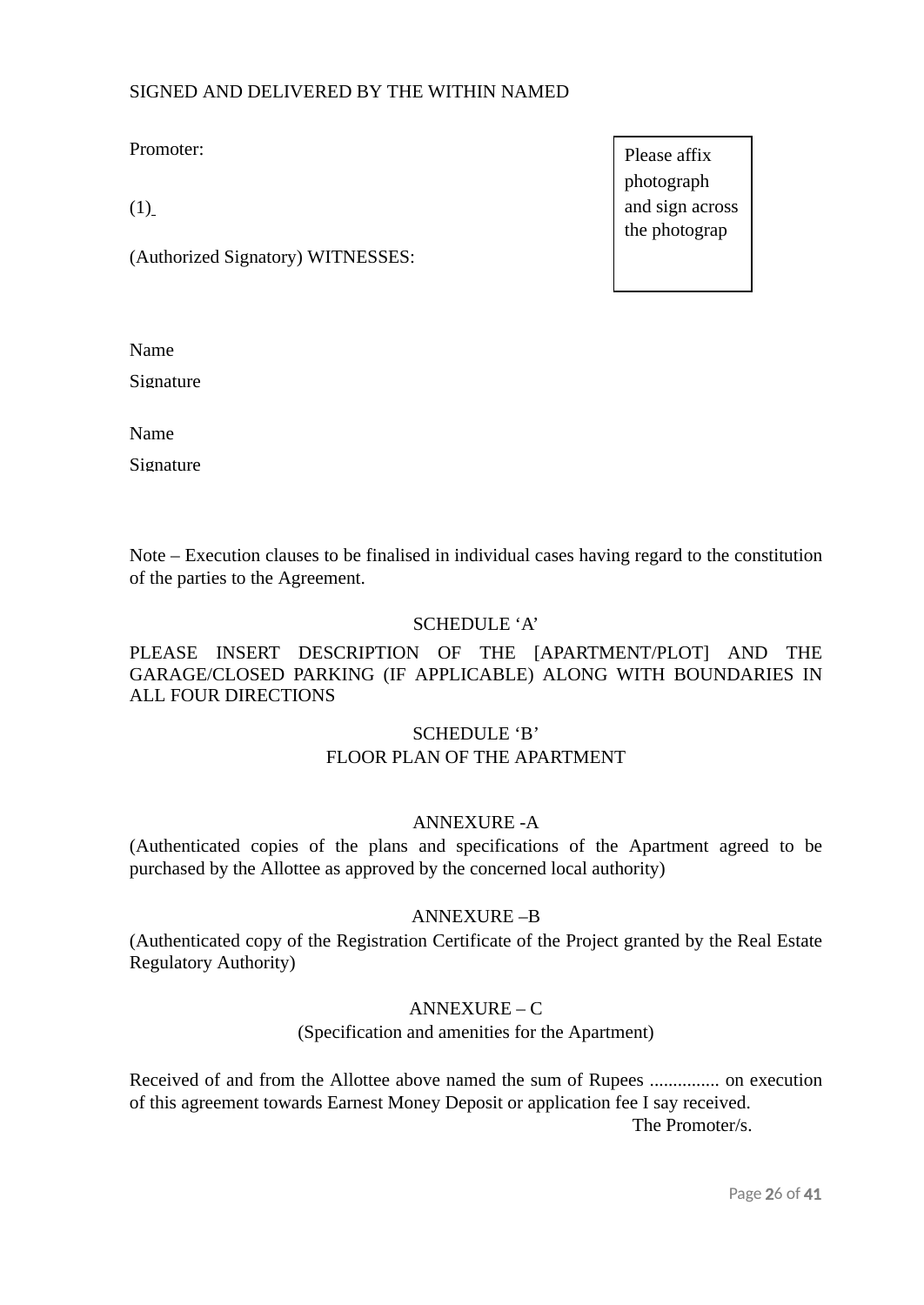SIGNED AND DELIVERED BY THE WITHIN NAMED

Promoter:

(1)

(Authorized Signatory) WITNESSES:

Please affix photograph and sign across the photograp

Name

Signature

Name

Signature

Note – Execution clauses to be finalised in individual cases having regard to the constitution of the parties to the Agreement.

SCHEDULE 'A'

PLEASE INSERT DESCRIPTION OF THE [APARTMENT/PLOT] AND THE GARAGE/CLOSED PARKING (IF APPLICABLE) ALONG WITH BOUNDARIES IN ALL FOUR DIRECTIONS

SCHEDULE 'B'
FLOOR PLAN OF THE APARTMENT

ANNEXURE -A

(Authenticated copies of the plans and specifications of the Apartment agreed to be purchased by the Allottee as approved by the concerned local authority)

ANNEXURE –B

(Authenticated copy of the Registration Certificate of the Project granted by the Real Estate Regulatory Authority)

ANNEXURE – C

(Specification and amenities for the Apartment)

Received of and from the Allottee above named the sum of Rupees ............... on execution of this agreement towards Earnest Money Deposit or application fee I say received.

The Promoter/s.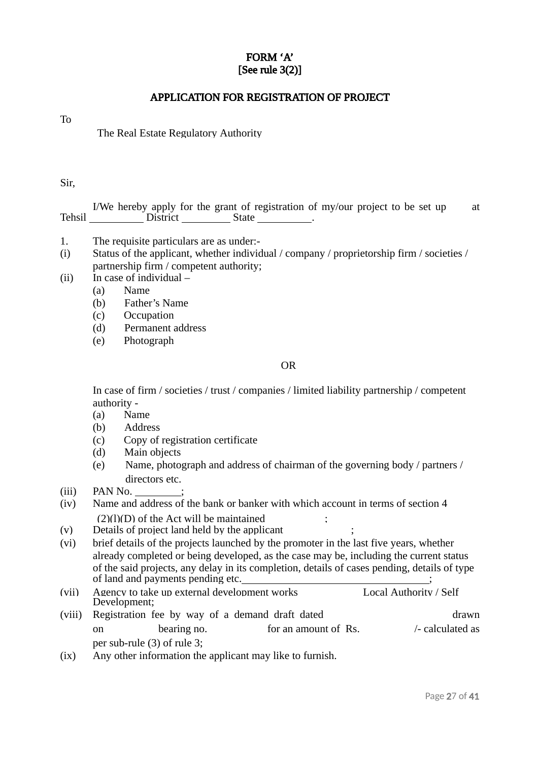# FORM 'A'
**[See rule 3(2)]**

## APPLICATION FOR REGISTRATION OF PROJECT

To

The Real Estate Regulatory Authority

Sir,

I/We hereby apply for the grant of registration of my/our project to be set up at Tehsil __________ District _________ State __________.

1. The requisite particulars are as under:-

(i) Status of the applicant, whether individual / company / proprietorship firm / societies / partnership firm / competent authority;

(ii) In case of individual –
- (a) Name
- (b) Father's Name
- (c) Occupation
- (d) Permanent address
- (e) Photograph

OR

In case of firm / societies / trust / companies / limited liability partnership / competent authority -
- (a) Name
- (b) Address
- (c) Copy of registration certificate
- (d) Main objects
- (e) Name, photograph and address of chairman of the governing body / partners / directors etc.

(iii) PAN No. ________;

(iv) Name and address of the bank or banker with which account in terms of section 4 (2)(l)(D) of the Act will be maintained ;

(v) Details of project land held by the applicant ;

(vi) brief details of the projects launched by the promoter in the last five years, whether already completed or being developed, as the case may be, including the current status of the said projects, any delay in its completion, details of cases pending, details of type of land and payments pending etc.__________________________________;

(vii) Agency to take up external development works Local Authority / Self Development;

(viii) Registration fee by way of a demand draft dated drawn on bearing no. for an amount of Rs. /- calculated as per sub-rule (3) of rule 3;

(ix) Any other information the applicant may like to furnish.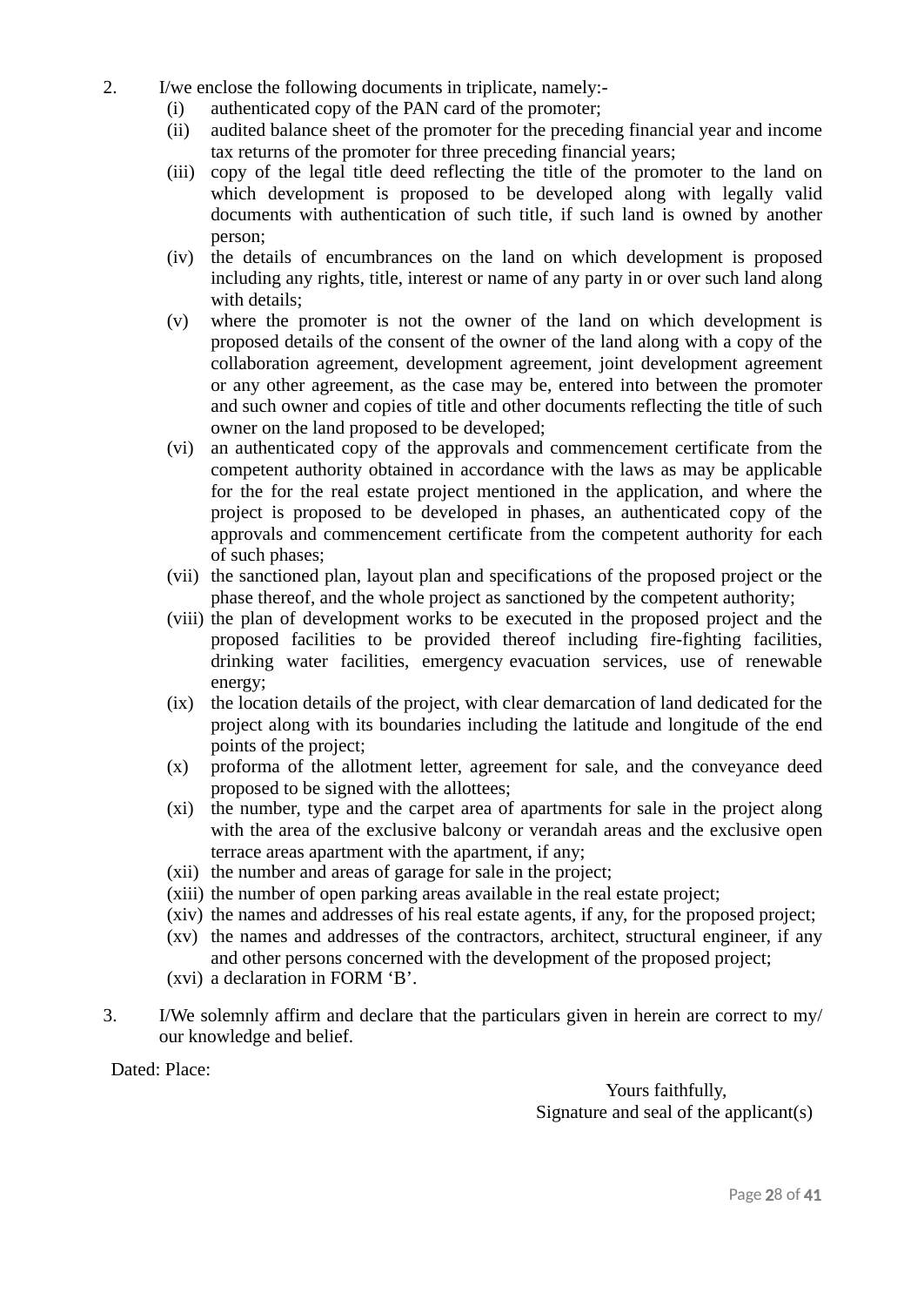2. I/we enclose the following documents in triplicate, namely:-
   - (i) authenticated copy of the PAN card of the promoter;
   - (ii) audited balance sheet of the promoter for the preceding financial year and income tax returns of the promoter for three preceding financial years;
   - (iii) copy of the legal title deed reflecting the title of the promoter to the land on which development is proposed to be developed along with legally valid documents with authentication of such title, if such land is owned by another person;
   - (iv) the details of encumbrances on the land on which development is proposed including any rights, title, interest or name of any party in or over such land along with details;
   - (v) where the promoter is not the owner of the land on which development is proposed details of the consent of the owner of the land along with a copy of the collaboration agreement, development agreement, joint development agreement or any other agreement, as the case may be, entered into between the promoter and such owner and copies of title and other documents reflecting the title of such owner on the land proposed to be developed;
   - (vi) an authenticated copy of the approvals and commencement certificate from the competent authority obtained in accordance with the laws as may be applicable for the for the real estate project mentioned in the application, and where the project is proposed to be developed in phases, an authenticated copy of the approvals and commencement certificate from the competent authority for each of such phases;
   - (vii) the sanctioned plan, layout plan and specifications of the proposed project or the phase thereof, and the whole project as sanctioned by the competent authority;
   - (viii) the plan of development works to be executed in the proposed project and the proposed facilities to be provided thereof including fire-fighting facilities, drinking water facilities, emergency evacuation services, use of renewable energy;
   - (ix) the location details of the project, with clear demarcation of land dedicated for the project along with its boundaries including the latitude and longitude of the end points of the project;
   - (x) proforma of the allotment letter, agreement for sale, and the conveyance deed proposed to be signed with the allottees;
   - (xi) the number, type and the carpet area of apartments for sale in the project along with the area of the exclusive balcony or verandah areas and the exclusive open terrace areas apartment with the apartment, if any;
   - (xii) the number and areas of garage for sale in the project;
   - (xiii) the number of open parking areas available in the real estate project;
   - (xiv) the names and addresses of his real estate agents, if any, for the proposed project;
   - (xv) the names and addresses of the contractors, architect, structural engineer, if any and other persons concerned with the development of the proposed project;
   - (xvi) a declaration in FORM 'B'.

3. I/We solemnly affirm and declare that the particulars given in herein are correct to my/ our knowledge and belief.

Dated: Place:

Yours faithfully,
Signature and seal of the applicant(s)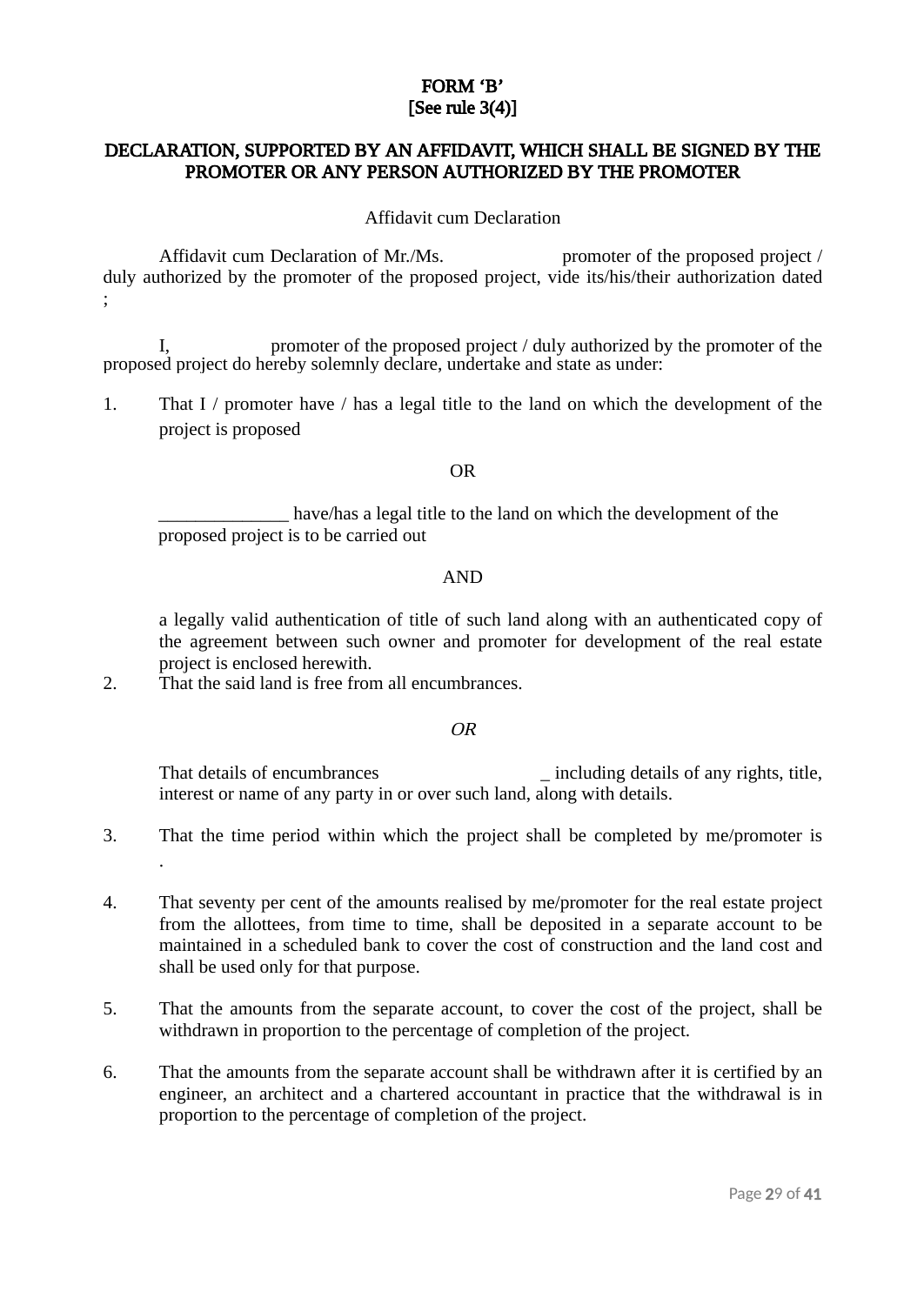**FORM 'B'**
**[See rule 3(4)]**

**DECLARATION, SUPPORTED BY AN AFFIDAVIT, WHICH SHALL BE SIGNED BY THE PROMOTER OR ANY PERSON AUTHORIZED BY THE PROMOTER**

Affidavit cum Declaration

Affidavit cum Declaration of Mr./Ms. promoter of the proposed project / duly authorized by the promoter of the proposed project, vide its/his/their authorization dated ;

I, promoter of the proposed project / duly authorized by the promoter of the proposed project do hereby solemnly declare, undertake and state as under:

1. That I / promoter have / has a legal title to the land on which the development of the project is proposed

   OR

   ______________ have/has a legal title to the land on which the development of the proposed project is to be carried out

   AND

   a legally valid authentication of title of such land along with an authenticated copy of the agreement between such owner and promoter for development of the real estate project is enclosed herewith.

2. That the said land is free from all encumbrances.

   *OR*

   That details of encumbrances _ including details of any rights, title, interest or name of any party in or over such land, along with details.

3. That the time period within which the project shall be completed by me/promoter is .

4. That seventy per cent of the amounts realised by me/promoter for the real estate project from the allottees, from time to time, shall be deposited in a separate account to be maintained in a scheduled bank to cover the cost of construction and the land cost and shall be used only for that purpose.

5. That the amounts from the separate account, to cover the cost of the project, shall be withdrawn in proportion to the percentage of completion of the project.

6. That the amounts from the separate account shall be withdrawn after it is certified by an engineer, an architect and a chartered accountant in practice that the withdrawal is in proportion to the percentage of completion of the project.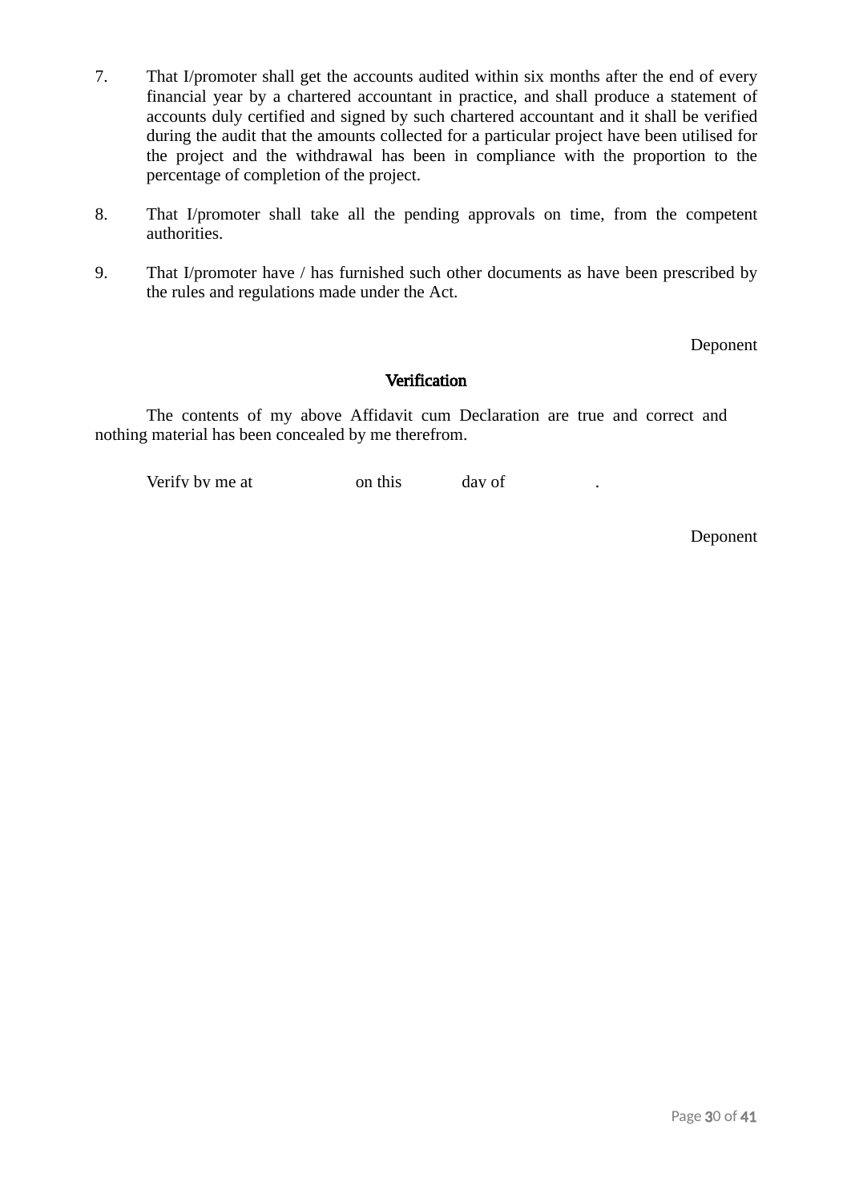7. That I/promoter shall get the accounts audited within six months after the end of every financial year by a chartered accountant in practice, and shall produce a statement of accounts duly certified and signed by such chartered accountant and it shall be verified during the audit that the amounts collected for a particular project have been utilised for the project and the withdrawal has been in compliance with the proportion to the percentage of completion of the project.

8. That I/promoter shall take all the pending approvals on time, from the competent authorities.

9. That I/promoter have / has furnished such other documents as have been prescribed by the rules and regulations made under the Act.

Deponent

**Verification**

The contents of my above Affidavit cum Declaration are true and correct and nothing material has been concealed by me therefrom.

Verify by me at on this day of .

Deponent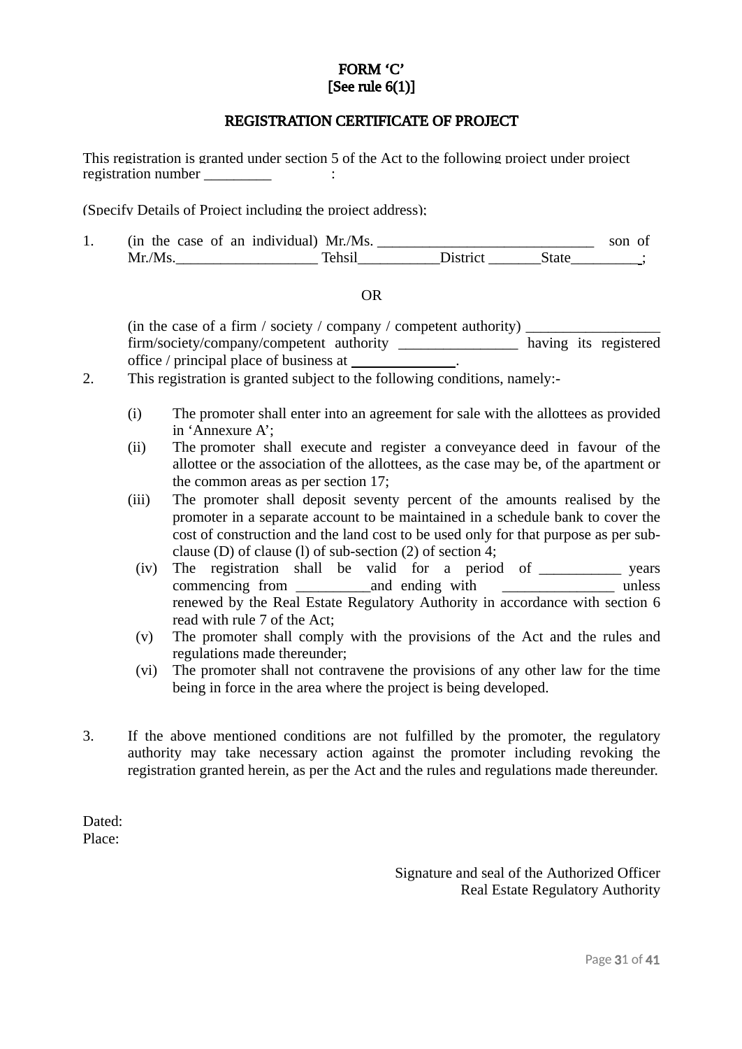**FORM 'C'**
**[See rule 6(1)]**

**REGISTRATION CERTIFICATE OF PROJECT**

This registration is granted under section 5 of the Act to the following project under project registration number _________ :

(Specify Details of Project including the project address);

1. (in the case of an individual) Mr./Ms. _____________________________ son of Mr./Ms.___________________ Tehsil___________District _______State_________;

OR

(in the case of a firm / society / company / competent authority) _________________ firm/society/company/competent authority ________________ having its registered office / principal place of business at _______________.

2. This registration is granted subject to the following conditions, namely:-

   (i) The promoter shall enter into an agreement for sale with the allottees as provided in 'Annexure A';

   (ii) The promoter shall execute and register a conveyance deed in favour of the allottee or the association of the allottees, as the case may be, of the apartment or the common areas as per section 17;

   (iii) The promoter shall deposit seventy percent of the amounts realised by the promoter in a separate account to be maintained in a schedule bank to cover the cost of construction and the land cost to be used only for that purpose as per sub-clause (D) of clause (l) of sub-section (2) of section 4;

   (iv) The registration shall be valid for a period of ___________ years commencing from __________and ending with _______________ unless renewed by the Real Estate Regulatory Authority in accordance with section 6 read with rule 7 of the Act;

   (v) The promoter shall comply with the provisions of the Act and the rules and regulations made thereunder;

   (vi) The promoter shall not contravene the provisions of any other law for the time being in force in the area where the project is being developed.

3. If the above mentioned conditions are not fulfilled by the promoter, the regulatory authority may take necessary action against the promoter including revoking the registration granted herein, as per the Act and the rules and regulations made thereunder.

Dated:
Place:

Signature and seal of the Authorized Officer
Real Estate Regulatory Authority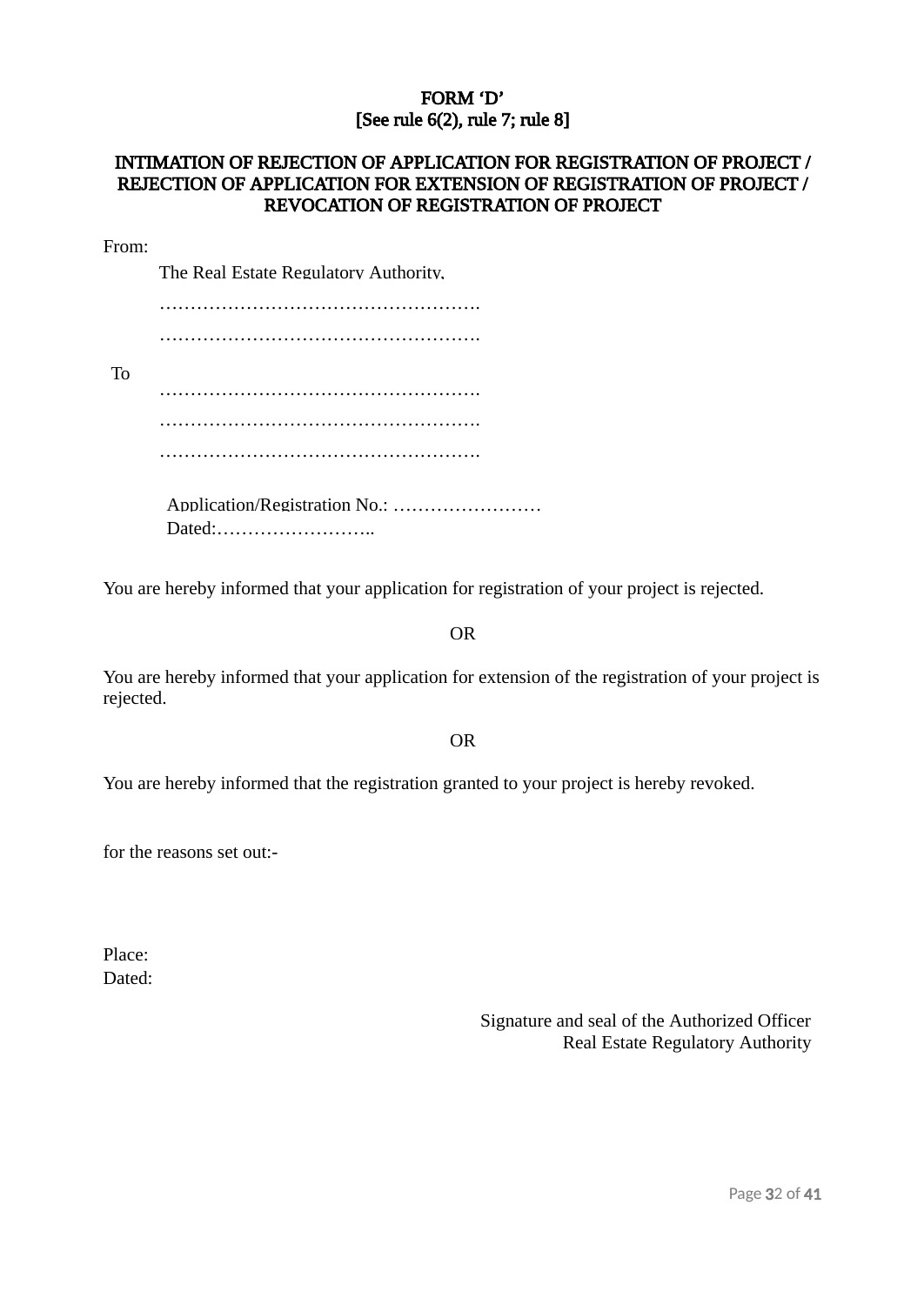**FORM 'D'**
**[See rule 6(2), rule 7; rule 8]**

**INTIMATION OF REJECTION OF APPLICATION FOR REGISTRATION OF PROJECT / REJECTION OF APPLICATION FOR EXTENSION OF REGISTRATION OF PROJECT / REVOCATION OF REGISTRATION OF PROJECT**

From:

The Real Estate Regulatory Authority,

…………………………………………….

…………………………………………….

To

…………………………………………….

…………………………………………….

…………………………………………….

Application/Registration No.: ……………………

Dated:……………………..

You are hereby informed that your application for registration of your project is rejected.

OR

You are hereby informed that your application for extension of the registration of your project is rejected.

OR

You are hereby informed that the registration granted to your project is hereby revoked.

for the reasons set out:-

Place:
Dated:

Signature and seal of the Authorized Officer
Real Estate Regulatory Authority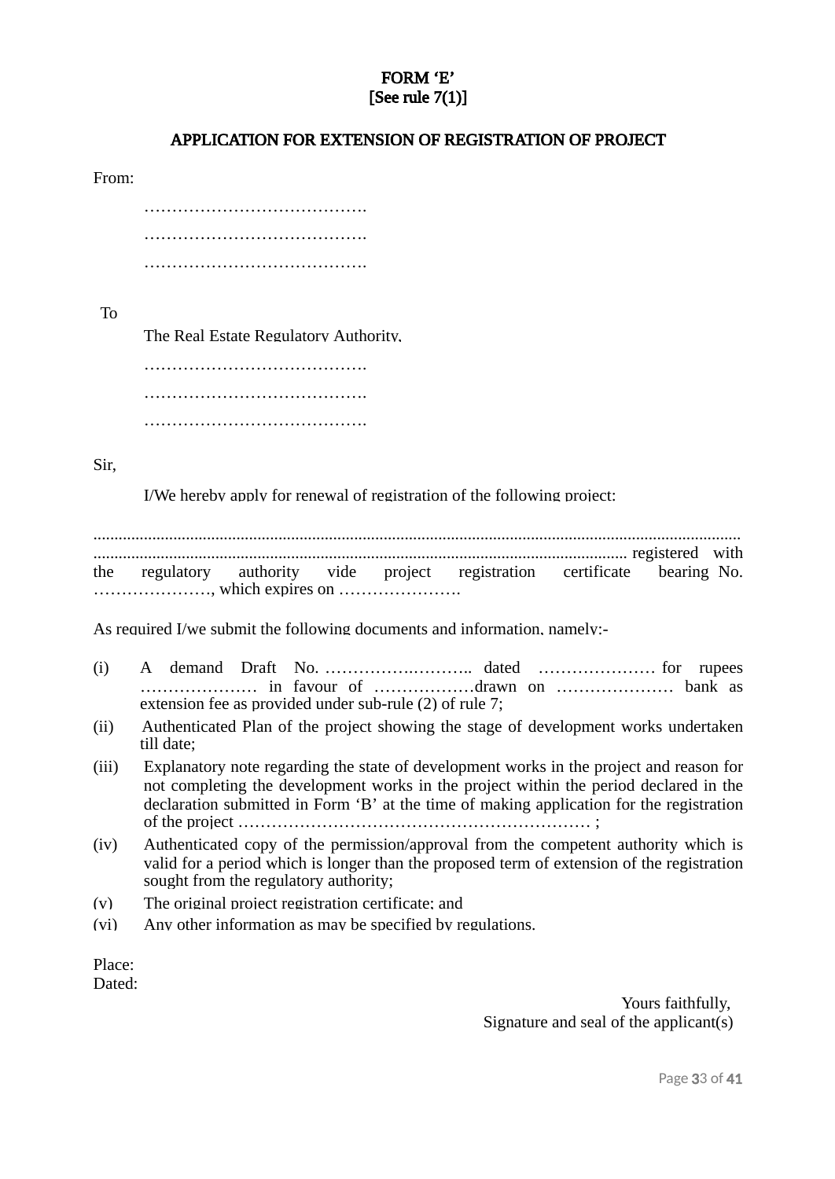**FORM 'E'**
**[See rule 7(1)]**

**APPLICATION FOR EXTENSION OF REGISTRATION OF PROJECT**

From:

…………………………………
…………………………………
…………………………………

To

The Real Estate Regulatory Authority,
…………………………………
…………………………………
…………………………………

Sir,

I/We hereby apply for renewal of registration of the following project:

......................................................................................................................................................... ............................................................................................................................ registered with the regulatory authority vide project registration certificate bearing No. …………………, which expires on ………………….

As required I/we submit the following documents and information, namely:-

(i) A demand Draft No. ……………..……….. dated ………………… for rupees ………………… in favour of ………………drawn on ………………… bank as extension fee as provided under sub-rule (2) of rule 7;

(ii) Authenticated Plan of the project showing the stage of development works undertaken till date;

(iii) Explanatory note regarding the state of development works in the project and reason for not completing the development works in the project within the period declared in the declaration submitted in Form 'B' at the time of making application for the registration of the project ……………………………………………………… ;

(iv) Authenticated copy of the permission/approval from the competent authority which is valid for a period which is longer than the proposed term of extension of the registration sought from the regulatory authority;

(v) The original project registration certificate; and

(vi) Any other information as may be specified by regulations.

Place:
Dated:

Yours faithfully,
Signature and seal of the applicant(s)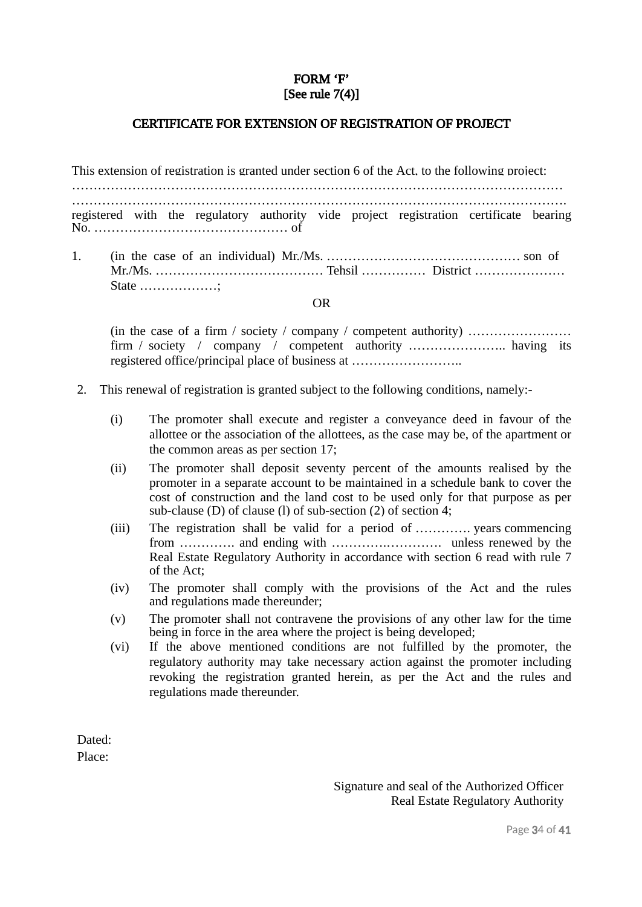**FORM 'F'**
**[See rule 7(4)]**

**CERTIFICATE FOR EXTENSION OF REGISTRATION OF PROJECT**

This extension of registration is granted under section 6 of the Act, to the following project: …………………………………………………………………………………………………… ……………………………………………………………………………………………………. registered with the regulatory authority vide project registration certificate bearing No. ……………………………………… of

1. (in the case of an individual) Mr./Ms. ……………………………………… son of Mr./Ms. ………………………………… Tehsil …………… District ………………… State ………………;

   OR

   (in the case of a firm / society / company / competent authority) …………………… firm / society / company / competent authority ………………….. having its registered office/principal place of business at ……………………..

2. This renewal of registration is granted subject to the following conditions, namely:-

   (i) The promoter shall execute and register a conveyance deed in favour of the allottee or the association of the allottees, as the case may be, of the apartment or the common areas as per section 17;

   (ii) The promoter shall deposit seventy percent of the amounts realised by the promoter in a separate account to be maintained in a schedule bank to cover the cost of construction and the land cost to be used only for that purpose as per sub-clause (D) of clause (l) of sub-section (2) of section 4;

   (iii) The registration shall be valid for a period of …………. years commencing from …………. and ending with ………….…………. unless renewed by the Real Estate Regulatory Authority in accordance with section 6 read with rule 7 of the Act;

   (iv) The promoter shall comply with the provisions of the Act and the rules and regulations made thereunder;

   (v) The promoter shall not contravene the provisions of any other law for the time being in force in the area where the project is being developed;

   (vi) If the above mentioned conditions are not fulfilled by the promoter, the regulatory authority may take necessary action against the promoter including revoking the registration granted herein, as per the Act and the rules and regulations made thereunder.

Dated:
Place:

Signature and seal of the Authorized Officer
Real Estate Regulatory Authority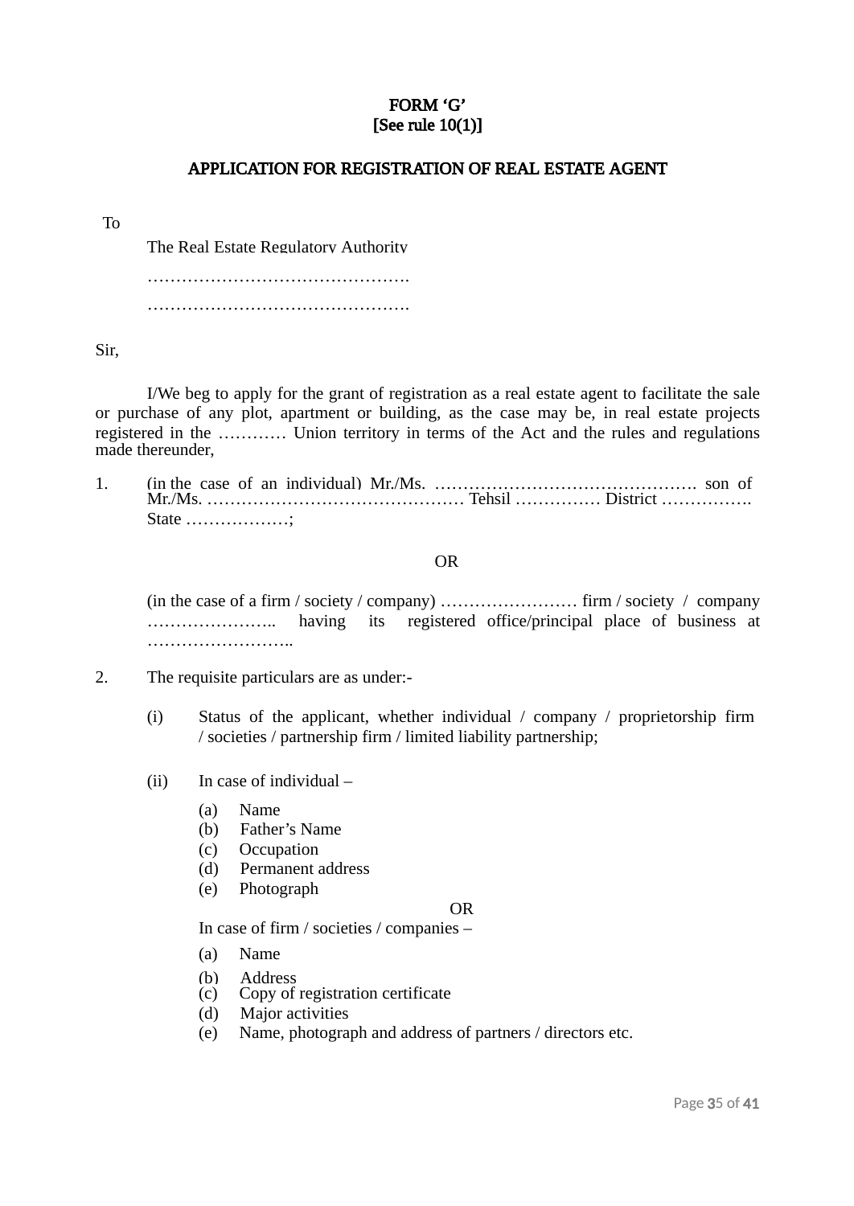**FORM 'G'**
**[See rule 10(1)]**

**APPLICATION FOR REGISTRATION OF REAL ESTATE AGENT**

To

The Real Estate Regulatory Authority

……………………………………….

……………………………………….

Sir,

I/We beg to apply for the grant of registration as a real estate agent to facilitate the sale or purchase of any plot, apartment or building, as the case may be, in real estate projects registered in the ………… Union territory in terms of the Act and the rules and regulations made thereunder,

1. (in the case of an individual) Mr./Ms. ………………………………………. son of Mr./Ms. ……………………………………… Tehsil …………… District ……………. State ………………;

OR

(in the case of a firm / society / company) …………………… firm / society / company ………………….. having its registered office/principal place of business at ……………………..

2. The requisite particulars are as under:-

   (i) Status of the applicant, whether individual / company / proprietorship firm / societies / partnership firm / limited liability partnership;

   (ii) In case of individual –

   (a) Name
   (b) Father's Name
   (c) Occupation
   (d) Permanent address
   (e) Photograph

   OR

   In case of firm / societies / companies –

   (a) Name
   (b) Address
   (c) Copy of registration certificate
   (d) Major activities
   (e) Name, photograph and address of partners / directors etc.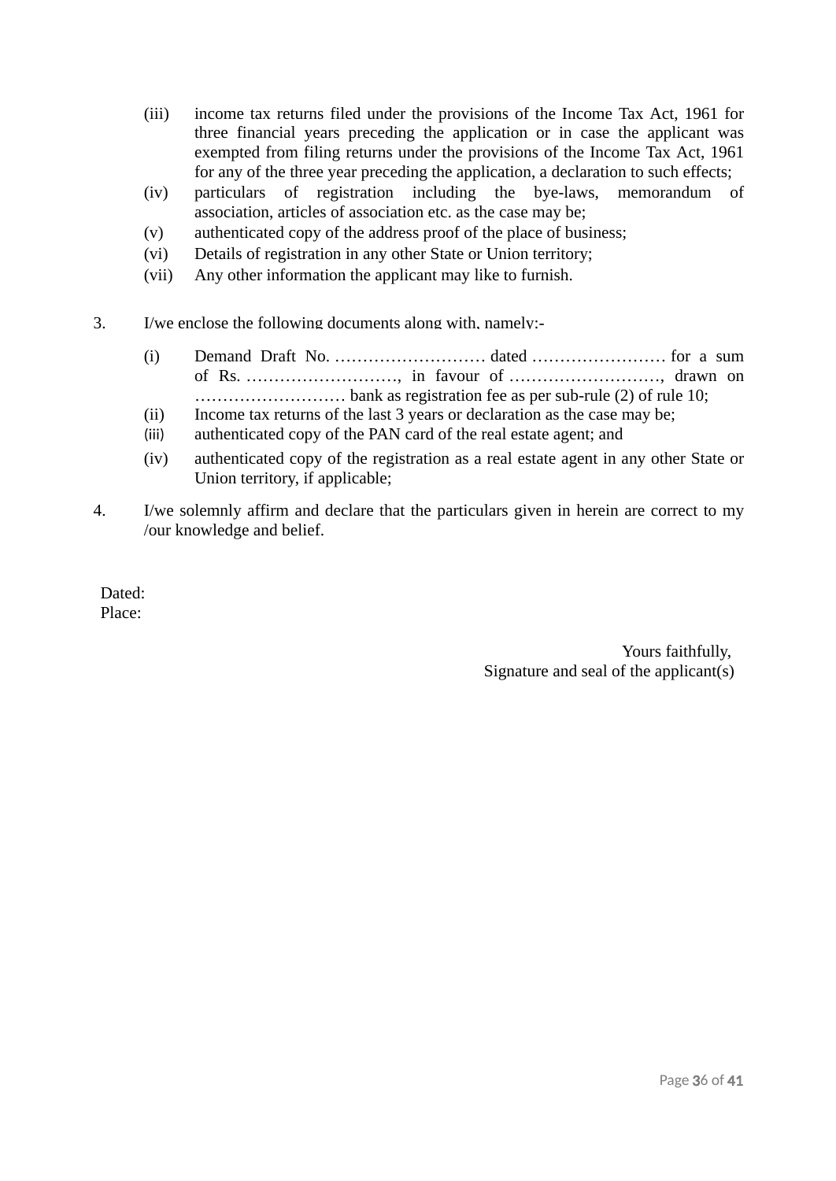(iii) income tax returns filed under the provisions of the Income Tax Act, 1961 for three financial years preceding the application or in case the applicant was exempted from filing returns under the provisions of the Income Tax Act, 1961 for any of the three year preceding the application, a declaration to such effects;

(iv) particulars of registration including the bye-laws, memorandum of association, articles of association etc. as the case may be;

(v) authenticated copy of the address proof of the place of business;

(vi) Details of registration in any other State or Union territory;

(vii) Any other information the applicant may like to furnish.

3. I/we enclose the following documents along with, namely:-

(i) Demand Draft No. ……………………… dated …………………… for a sum of Rs. ………………………, in favour of ………………………, drawn on ……………………… bank as registration fee as per sub-rule (2) of rule 10;

(ii) Income tax returns of the last 3 years or declaration as the case may be;

(iii) authenticated copy of the PAN card of the real estate agent; and

(iv) authenticated copy of the registration as a real estate agent in any other State or Union territory, if applicable;

4. I/we solemnly affirm and declare that the particulars given in herein are correct to my /our knowledge and belief.

Dated:
Place:

Yours faithfully,
Signature and seal of the applicant(s)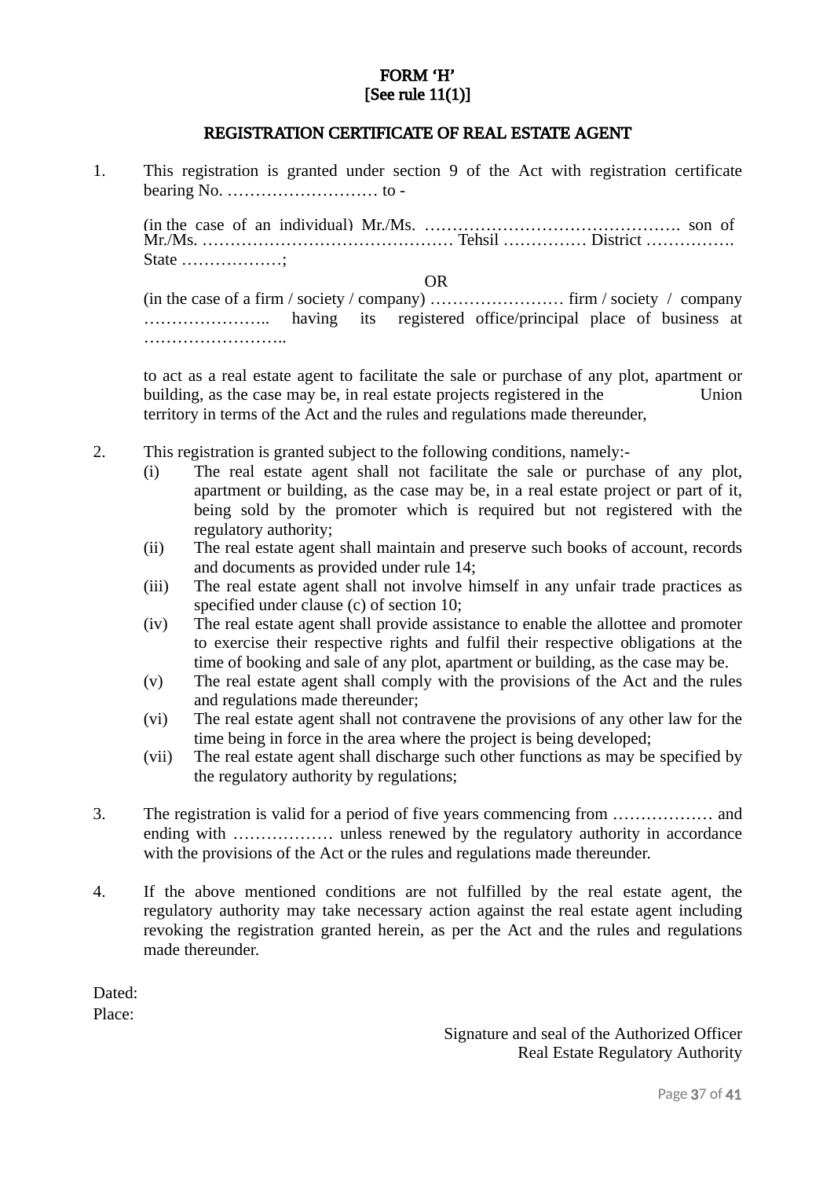**FORM 'H'**
**[See rule 11(1)]**

**REGISTRATION CERTIFICATE OF REAL ESTATE AGENT**

1. This registration is granted under section 9 of the Act with registration certificate bearing No. ……………………… to -

   (in the case of an individual) Mr./Ms. ………………………………………. son of Mr./Ms. ……………………………………… Tehsil …………… District ……………. State ………………;

   OR

   (in the case of a firm / society / company) …………………… firm / society / company ………………….. having its registered office/principal place of business at ……………………..

   to act as a real estate agent to facilitate the sale or purchase of any plot, apartment or building, as the case may be, in real estate projects registered in the Union territory in terms of the Act and the rules and regulations made thereunder,

2. This registration is granted subject to the following conditions, namely:-
   - (i) The real estate agent shall not facilitate the sale or purchase of any plot, apartment or building, as the case may be, in a real estate project or part of it, being sold by the promoter which is required but not registered with the regulatory authority;
   - (ii) The real estate agent shall maintain and preserve such books of account, records and documents as provided under rule 14;
   - (iii) The real estate agent shall not involve himself in any unfair trade practices as specified under clause (c) of section 10;
   - (iv) The real estate agent shall provide assistance to enable the allottee and promoter to exercise their respective rights and fulfil their respective obligations at the time of booking and sale of any plot, apartment or building, as the case may be.
   - (v) The real estate agent shall comply with the provisions of the Act and the rules and regulations made thereunder;
   - (vi) The real estate agent shall not contravene the provisions of any other law for the time being in force in the area where the project is being developed;
   - (vii) The real estate agent shall discharge such other functions as may be specified by the regulatory authority by regulations;

3. The registration is valid for a period of five years commencing from ……………… and ending with ……………… unless renewed by the regulatory authority in accordance with the provisions of the Act or the rules and regulations made thereunder.

4. If the above mentioned conditions are not fulfilled by the real estate agent, the regulatory authority may take necessary action against the real estate agent including revoking the registration granted herein, as per the Act and the rules and regulations made thereunder.

Dated:
Place:

Signature and seal of the Authorized Officer
Real Estate Regulatory Authority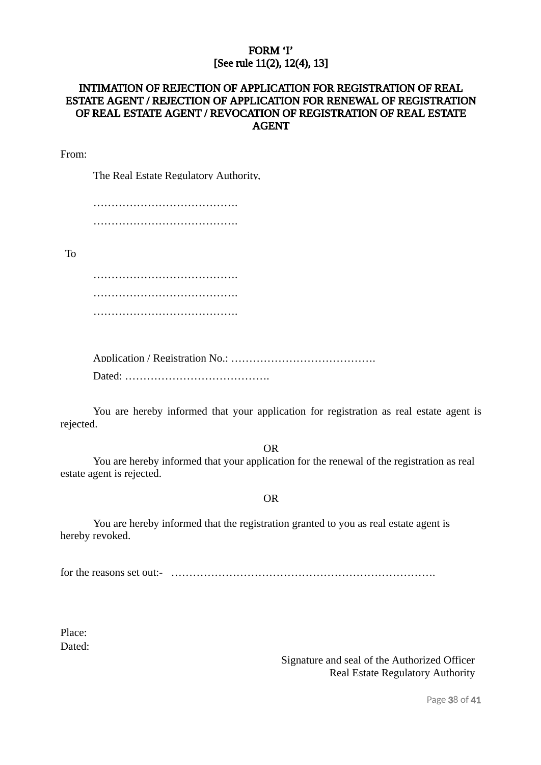# FORM 'I'
**[See rule 11(2), 12(4), 13]**

## INTIMATION OF REJECTION OF APPLICATION FOR REGISTRATION OF REAL ESTATE AGENT / REJECTION OF APPLICATION FOR RENEWAL OF REGISTRATION OF REAL ESTATE AGENT / REVOCATION OF REGISTRATION OF REAL ESTATE AGENT

From:

The Real Estate Regulatory Authority,

………………………………….

………………………………….

To

………………………………….

………………………………….

………………………………….

Application / Registration No.: ………………………………….

Dated: ………………………………….

You are hereby informed that your application for registration as real estate agent is rejected.

OR

You are hereby informed that your application for the renewal of the registration as real estate agent is rejected.

OR

You are hereby informed that the registration granted to you as real estate agent is hereby revoked.

for the reasons set out:- ……………………………………………………………….

Place:
Dated:

Signature and seal of the Authorized Officer
Real Estate Regulatory Authority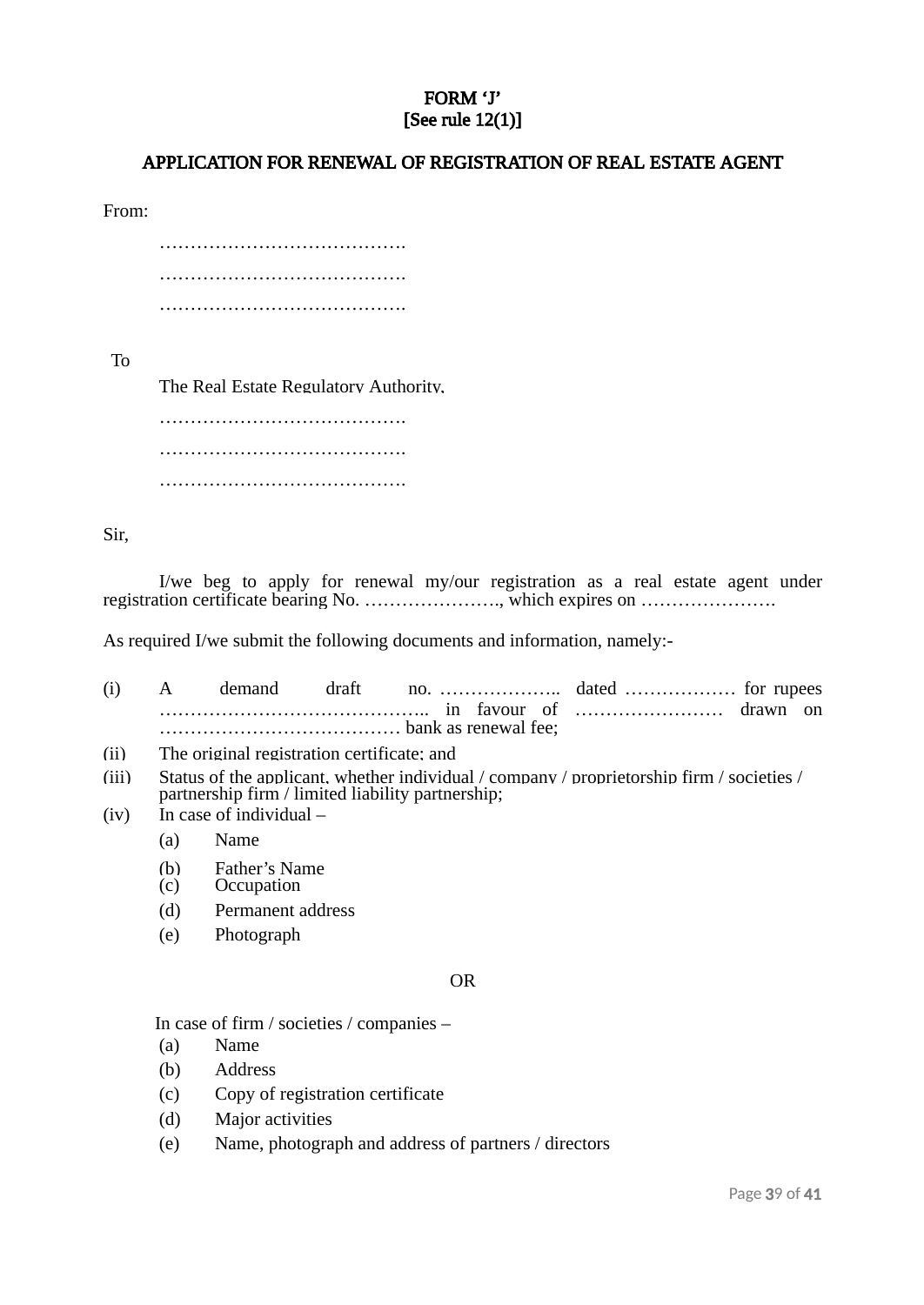**FORM 'J'**
**[See rule 12(1)]**

**APPLICATION FOR RENEWAL OF REGISTRATION OF REAL ESTATE AGENT**

From:

…………………………………….
…………………………………….
…………………………………….

To

The Real Estate Regulatory Authority,
…………………………………….
…………………………………….
…………………………………….

Sir,

I/we beg to apply for renewal my/our registration as a real estate agent under registration certificate bearing No. …………………., which expires on ………………….

As required I/we submit the following documents and information, namely:-

(i) A demand draft no. ……………….. dated ……………… for rupees …………………………………….. in favour of …………………… drawn on ………………………………… bank as renewal fee;

(ii) The original registration certificate; and

(iii) Status of the applicant, whether individual / company / proprietorship firm / societies / partnership firm / limited liability partnership;

(iv) In case of individual –
   (a) Name
   (b) Father's Name
   (c) Occupation
   (d) Permanent address
   (e) Photograph

OR

In case of firm / societies / companies –
   (a) Name
   (b) Address
   (c) Copy of registration certificate
   (d) Major activities
   (e) Name, photograph and address of partners / directors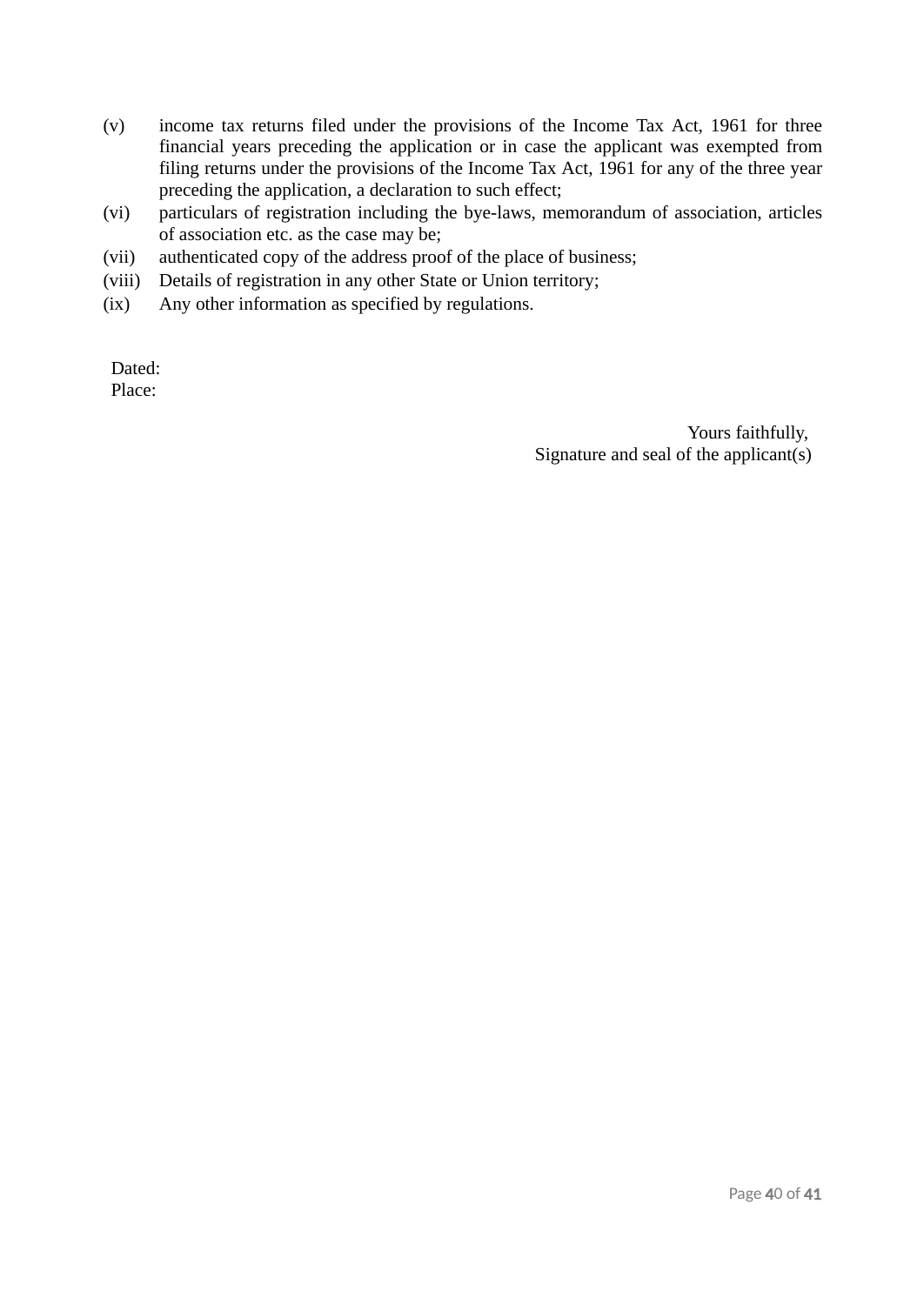(v) income tax returns filed under the provisions of the Income Tax Act, 1961 for three financial years preceding the application or in case the applicant was exempted from filing returns under the provisions of the Income Tax Act, 1961 for any of the three year preceding the application, a declaration to such effect;

(vi) particulars of registration including the bye-laws, memorandum of association, articles of association etc. as the case may be;

(vii) authenticated copy of the address proof of the place of business;

(viii) Details of registration in any other State or Union territory;

(ix) Any other information as specified by regulations.

Dated:
Place:

Yours faithfully,
Signature and seal of the applicant(s)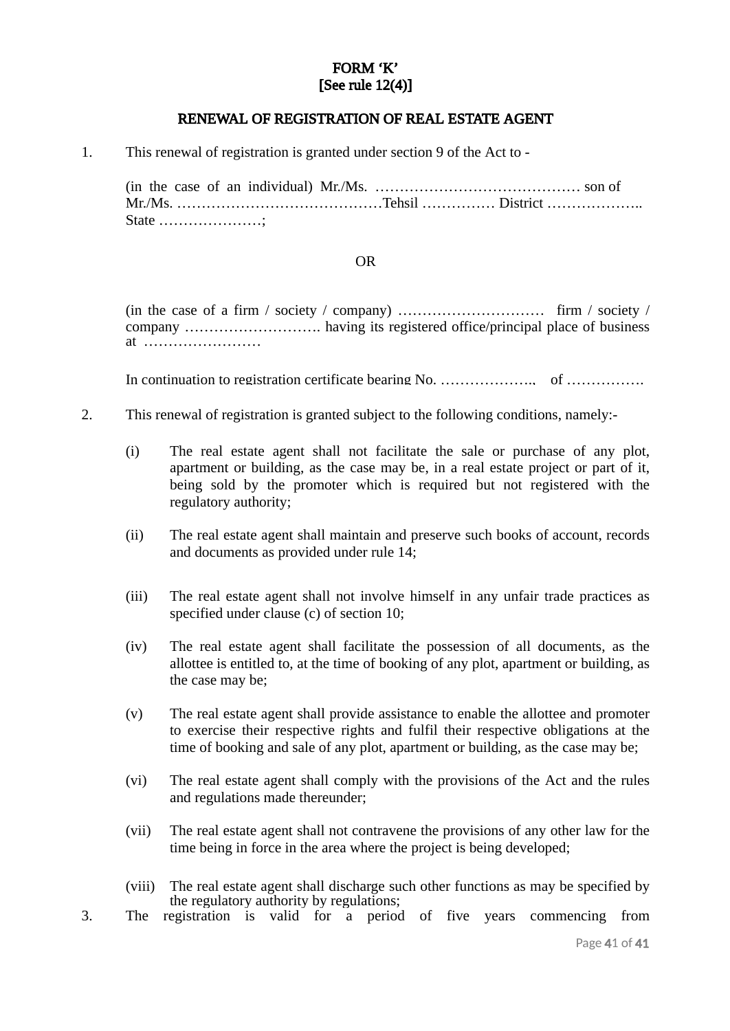**FORM 'K'**
**[See rule 12(4)]**

**RENEWAL OF REGISTRATION OF REAL ESTATE AGENT**

1. This renewal of registration is granted under section 9 of the Act to -

   (in the case of an individual) Mr./Ms. …………………………………… son of Mr./Ms. ……………………………………Tehsil …………… District ……………….. State …………………;

   OR

   (in the case of a firm / society / company) ………………………… firm / society / company ………………………. having its registered office/principal place of business at ……………………

   In continuation to registration certificate bearing No. ……………….. of …………….

2. This renewal of registration is granted subject to the following conditions, namely:-

   (i) The real estate agent shall not facilitate the sale or purchase of any plot, apartment or building, as the case may be, in a real estate project or part of it, being sold by the promoter which is required but not registered with the regulatory authority;

   (ii) The real estate agent shall maintain and preserve such books of account, records and documents as provided under rule 14;

   (iii) The real estate agent shall not involve himself in any unfair trade practices as specified under clause (c) of section 10;

   (iv) The real estate agent shall facilitate the possession of all documents, as the allottee is entitled to, at the time of booking of any plot, apartment or building, as the case may be;

   (v) The real estate agent shall provide assistance to enable the allottee and promoter to exercise their respective rights and fulfil their respective obligations at the time of booking and sale of any plot, apartment or building, as the case may be;

   (vi) The real estate agent shall comply with the provisions of the Act and the rules and regulations made thereunder;

   (vii) The real estate agent shall not contravene the provisions of any other law for the time being in force in the area where the project is being developed;

   (viii) The real estate agent shall discharge such other functions as may be specified by the regulatory authority by regulations;

3. The registration is valid for a period of five years commencing from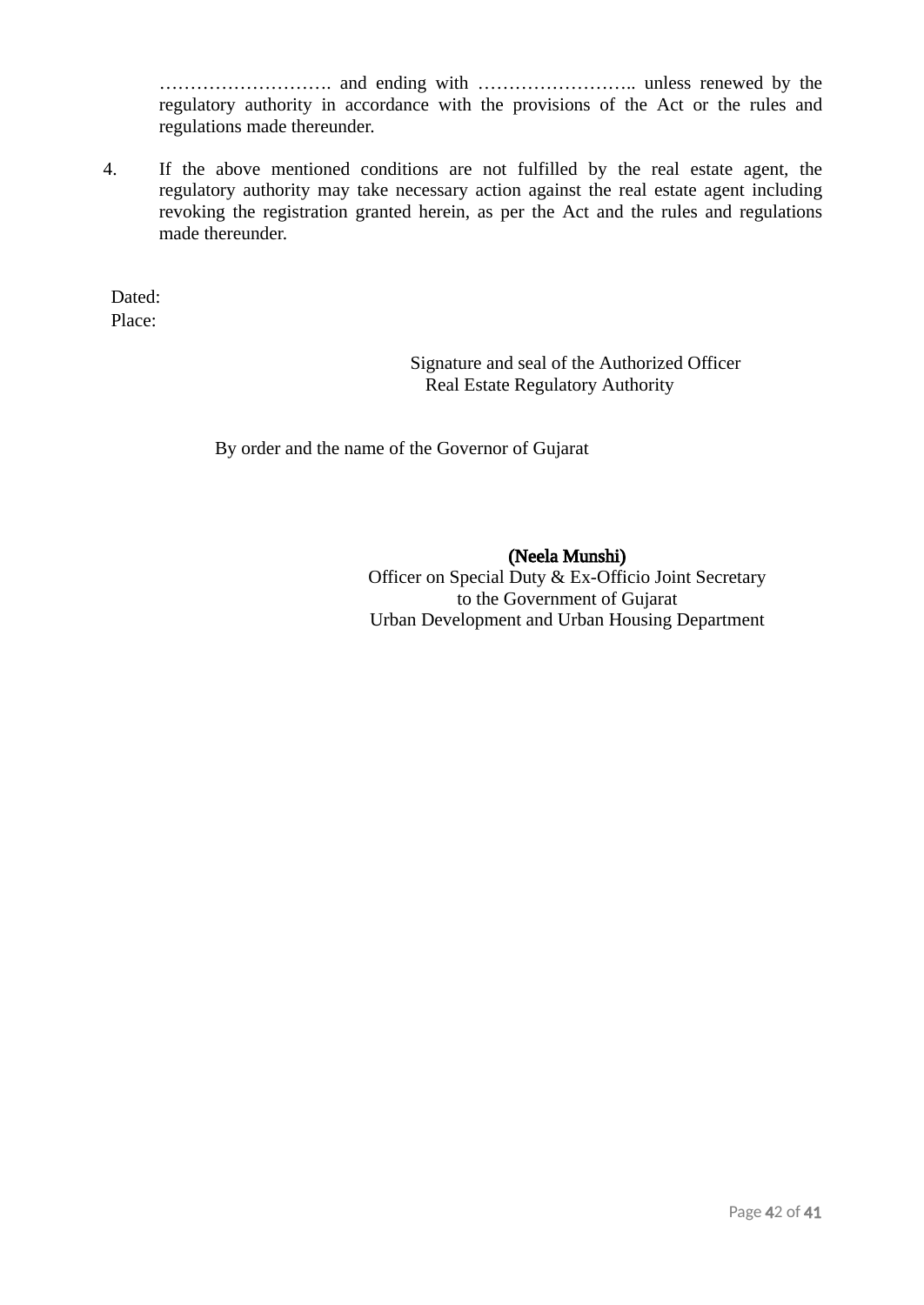………………………. and ending with …………………….. unless renewed by the regulatory authority in accordance with the provisions of the Act or the rules and regulations made thereunder.

4. If the above mentioned conditions are not fulfilled by the real estate agent, the regulatory authority may take necessary action against the real estate agent including revoking the registration granted herein, as per the Act and the rules and regulations made thereunder.

Dated:
Place:

Signature and seal of the Authorized Officer
Real Estate Regulatory Authority

By order and the name of the Governor of Gujarat

(Neela Munshi)
Officer on Special Duty & Ex-Officio Joint Secretary
to the Government of Gujarat
Urban Development and Urban Housing Department